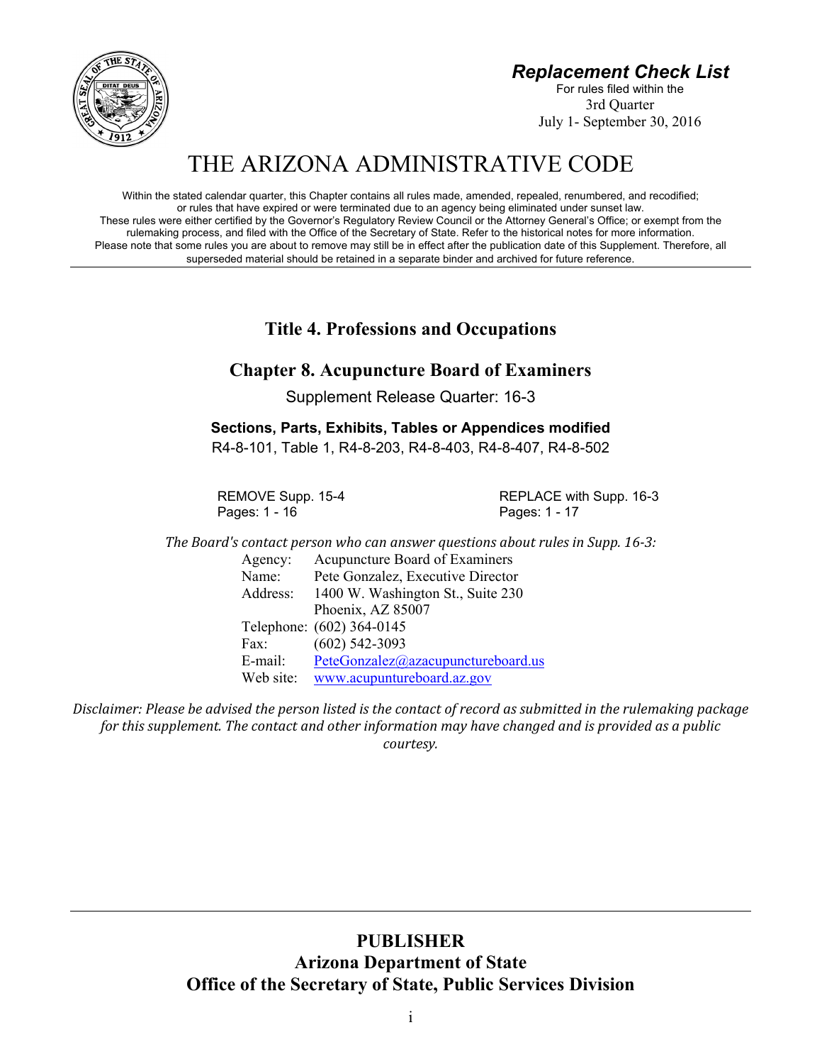## *Replacement Check List*

For rules filed within the
3rd Quarter
July 1- September 30, 2016

# THE ARIZONA ADMINISTRATIVE CODE

Within the stated calendar quarter, this Chapter contains all rules made, amended, repealed, renumbered, and recodified; or rules that have expired or were terminated due to an agency being eliminated under sunset law. These rules were either certified by the Governor's Regulatory Review Council or the Attorney General's Office; or exempt from the rulemaking process, and filed with the Office of the Secretary of State. Refer to the historical notes for more information. Please note that some rules you are about to remove may still be in effect after the publication date of this Supplement. Therefore, all superseded material should be retained in a separate binder and archived for future reference.

## Title 4. Professions and Occupations

## Chapter 8. Acupuncture Board of Examiners

Supplement Release Quarter: 16-3

**Sections, Parts, Exhibits, Tables or Appendices modified**

R4-8-101, Table 1, R4-8-203, R4-8-403, R4-8-407, R4-8-502

| REMOVE Supp. 15-4 | REPLACE with Supp. 16-3 |
|---|---|
| Pages: 1 - 16 | Pages: 1 - 17 |

*The Board's contact person who can answer questions about rules in Supp. 16-3:*

| | |
|---|---|
| Agency: | Acupuncture Board of Examiners |
| Name: | Pete Gonzalez, Executive Director |
| Address: | 1400 W. Washington St., Suite 230 |
| | Phoenix, AZ 85007 |
| Telephone: | (602) 364-0145 |
| Fax: | (602) 542-3093 |
| E-mail: | PeteGonzalez@azacupunctureboard.us |
| Web site: | www.acupuntureboard.az.gov |

*Disclaimer: Please be advised the person listed is the contact of record as submitted in the rulemaking package for this supplement. The contact and other information may have changed and is provided as a public courtesy.*

**PUBLISHER**
**Arizona Department of State**
**Office of the Secretary of State, Public Services Division**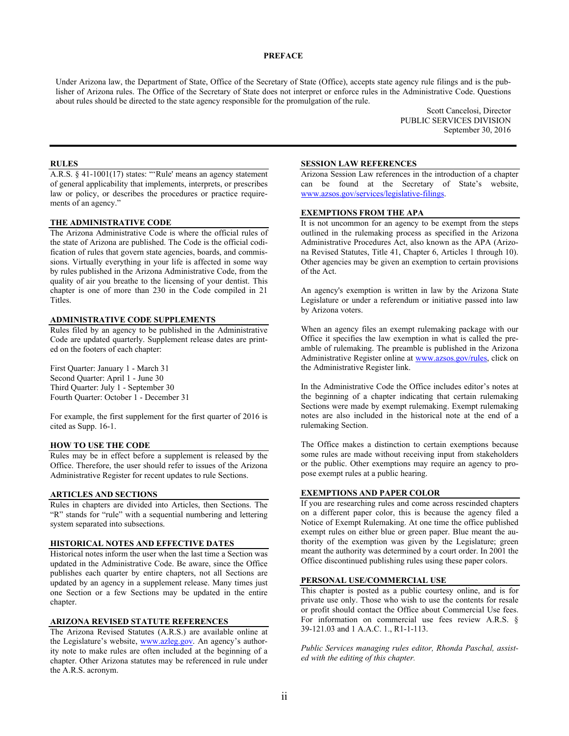# PREFACE

Under Arizona law, the Department of State, Office of the Secretary of State (Office), accepts state agency rule filings and is the publisher of Arizona rules. The Office of the Secretary of State does not interpret or enforce rules in the Administrative Code. Questions about rules should be directed to the state agency responsible for the promulgation of the rule.

Scott Cancelosi, Director
PUBLIC SERVICES DIVISION
September 30, 2016

## RULES

A.R.S. § 41-1001(17) states: "'Rule' means an agency statement of general applicability that implements, interprets, or prescribes law or policy, or describes the procedures or practice requirements of an agency."

## THE ADMINISTRATIVE CODE

The Arizona Administrative Code is where the official rules of the state of Arizona are published. The Code is the official codification of rules that govern state agencies, boards, and commissions. Virtually everything in your life is affected in some way by rules published in the Arizona Administrative Code, from the quality of air you breathe to the licensing of your dentist. This chapter is one of more than 230 in the Code compiled in 21 Titles.

## ADMINISTRATIVE CODE SUPPLEMENTS

Rules filed by an agency to be published in the Administrative Code are updated quarterly. Supplement release dates are printed on the footers of each chapter:

First Quarter: January 1 - March 31
Second Quarter: April 1 - June 30
Third Quarter: July 1 - September 30
Fourth Quarter: October 1 - December 31

For example, the first supplement for the first quarter of 2016 is cited as Supp. 16-1.

## HOW TO USE THE CODE

Rules may be in effect before a supplement is released by the Office. Therefore, the user should refer to issues of the Arizona Administrative Register for recent updates to rule Sections.

## ARTICLES AND SECTIONS

Rules in chapters are divided into Articles, then Sections. The "R" stands for "rule" with a sequential numbering and lettering system separated into subsections.

## HISTORICAL NOTES AND EFFECTIVE DATES

Historical notes inform the user when the last time a Section was updated in the Administrative Code. Be aware, since the Office publishes each quarter by entire chapters, not all Sections are updated by an agency in a supplement release. Many times just one Section or a few Sections may be updated in the entire chapter.

## ARIZONA REVISED STATUTE REFERENCES

The Arizona Revised Statutes (A.R.S.) are available online at the Legislature's website, www.azleg.gov. An agency's authority note to make rules are often included at the beginning of a chapter. Other Arizona statutes may be referenced in rule under the A.R.S. acronym.

## SESSION LAW REFERENCES

Arizona Session Law references in the introduction of a chapter can be found at the Secretary of State's website, www.azsos.gov/services/legislative-filings.

## EXEMPTIONS FROM THE APA

It is not uncommon for an agency to be exempt from the steps outlined in the rulemaking process as specified in the Arizona Administrative Procedures Act, also known as the APA (Arizona Revised Statutes, Title 41, Chapter 6, Articles 1 through 10). Other agencies may be given an exemption to certain provisions of the Act.

An agency's exemption is written in law by the Arizona State Legislature or under a referendum or initiative passed into law by Arizona voters.

When an agency files an exempt rulemaking package with our Office it specifies the law exemption in what is called the preamble of rulemaking. The preamble is published in the Arizona Administrative Register online at www.azsos.gov/rules, click on the Administrative Register link.

In the Administrative Code the Office includes editor's notes at the beginning of a chapter indicating that certain rulemaking Sections were made by exempt rulemaking. Exempt rulemaking notes are also included in the historical note at the end of a rulemaking Section.

The Office makes a distinction to certain exemptions because some rules are made without receiving input from stakeholders or the public. Other exemptions may require an agency to propose exempt rules at a public hearing.

## EXEMPTIONS AND PAPER COLOR

If you are researching rules and come across rescinded chapters on a different paper color, this is because the agency filed a Notice of Exempt Rulemaking. At one time the office published exempt rules on either blue or green paper. Blue meant the authority of the exemption was given by the Legislature; green meant the authority was determined by a court order. In 2001 the Office discontinued publishing rules using these paper colors.

## PERSONAL USE/COMMERCIAL USE

This chapter is posted as a public courtesy online, and is for private use only. Those who wish to use the contents for resale or profit should contact the Office about Commercial Use fees. For information on commercial use fees review A.R.S. § 39-121.03 and 1 A.A.C. 1., R1-1-113.

*Public Services managing rules editor, Rhonda Paschal, assisted with the editing of this chapter.*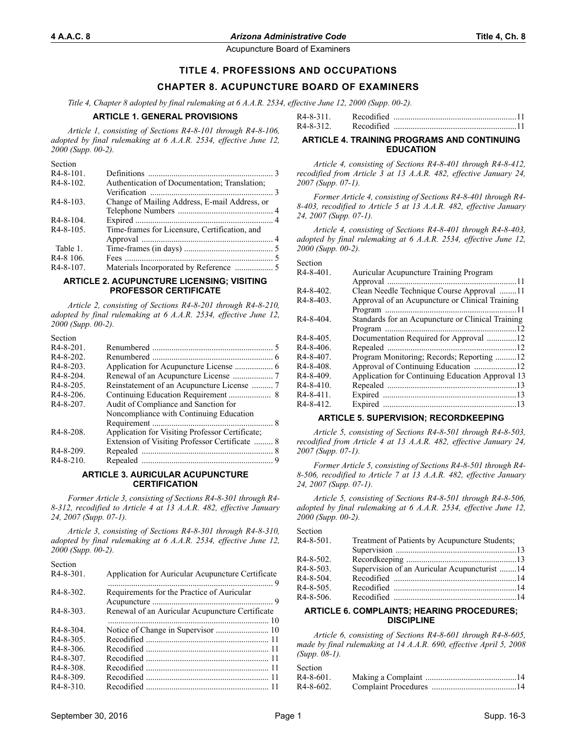# TITLE 4. PROFESSIONS AND OCCUPATIONS

## CHAPTER 8. ACUPUNCTURE BOARD OF EXAMINERS

*Title 4, Chapter 8 adopted by final rulemaking at 6 A.A.R. 2534, effective June 12, 2000 (Supp. 00-2).*

### ARTICLE 1. GENERAL PROVISIONS

*Article 1, consisting of Sections R4-8-101 through R4-8-106, adopted by final rulemaking at 6 A.A.R. 2534, effective June 12, 2000 (Supp. 00-2).*

| Section | | |
|---|---|---|
| R4-8-101. | Definitions | 3 |
| R4-8-102. | Authentication of Documentation; Translation; Verification | 3 |
| R4-8-103. | Change of Mailing Address, E-mail Address, or Telephone Numbers | 4 |
| R4-8-104. | Expired | 4 |
| R4-8-105. | Time-frames for Licensure, Certification, and Approval | 4 |
| Table 1. | Time-frames (in days) | 5 |
| R4-8 106. | Fees | 5 |
| R4-8-107. | Materials Incorporated by Reference | 5 |

### ARTICLE 2. ACUPUNCTURE LICENSING; VISITING PROFESSOR CERTIFICATE

*Article 2, consisting of Sections R4-8-201 through R4-8-210, adopted by final rulemaking at 6 A.A.R. 2534, effective June 12, 2000 (Supp. 00-2).*

| Section | | |
|---|---|---|
| R4-8-201. | Renumbered | 5 |
| R4-8-202. | Renumbered | 6 |
| R4-8-203. | Application for Acupuncture License | 6 |
| R4-8-204. | Renewal of an Acupuncture License | 7 |
| R4-8-205. | Reinstatement of an Acupuncture License | 7 |
| R4-8-206. | Continuing Education Requirement | 8 |
| R4-8-207. | Audit of Compliance and Sanction for Noncompliance with Continuing Education Requirement | 8 |
| R4-8-208. | Application for Visiting Professor Certificate; Extension of Visiting Professor Certificate | 8 |
| R4-8-209. | Repealed | 8 |
| R4-8-210. | Repealed | 9 |

### ARTICLE 3. AURICULAR ACUPUNCTURE CERTIFICATION

*Former Article 3, consisting of Sections R4-8-301 through R4-8-312, recodified to Article 4 at 13 A.A.R. 482, effective January 24, 2007 (Supp. 07-1).*

*Article 3, consisting of Sections R4-8-301 through R4-8-310, adopted by final rulemaking at 6 A.A.R. 2534, effective June 12, 2000 (Supp. 00-2).*

| Section | | |
|---|---|---|
| R4-8-301. | Application for Auricular Acupuncture Certificate | 9 |
| R4-8-302. | Requirements for the Practice of Auricular Acupuncture | 9 |
| R4-8-303. | Renewal of an Auricular Acupuncture Certificate | 10 |
| R4-8-304. | Notice of Change in Supervisor | 10 |
| R4-8-305. | Recodified | 11 |
| R4-8-306. | Recodified | 11 |
| R4-8-307. | Recodified | 11 |
| R4-8-308. | Recodified | 11 |
| R4-8-309. | Recodified | 11 |
| R4-8-310. | Recodified | 11 |
| R4-8-311. | Recodified | 11 |
| R4-8-312. | Recodified | 11 |

### ARTICLE 4. TRAINING PROGRAMS AND CONTINUING EDUCATION

*Article 4, consisting of Sections R4-8-401 through R4-8-412, recodified from Article 3 at 13 A.A.R. 482, effective January 24, 2007 (Supp. 07-1).*

*Former Article 4, consisting of Sections R4-8-401 through R4-8-403, recodified to Article 5 at 13 A.A.R. 482, effective January 24, 2007 (Supp. 07-1).*

*Article 4, consisting of Sections R4-8-401 through R4-8-403, adopted by final rulemaking at 6 A.A.R. 2534, effective June 12, 2000 (Supp. 00-2).*

| Section | | |
|---|---|---|
| R4-8-401. | Auricular Acupuncture Training Program Approval | 11 |
| R4-8-402. | Clean Needle Technique Course Approval | 11 |
| R4-8-403. | Approval of an Acupuncture or Clinical Training Program | 11 |
| R4-8-404. | Standards for an Acupuncture or Clinical Training Program | 12 |
| R4-8-405. | Documentation Required for Approval | 12 |
| R4-8-406. | Repealed | 12 |
| R4-8-407. | Program Monitoring; Records; Reporting | 12 |
| R4-8-408. | Approval of Continuing Education | 12 |
| R4-8-409. | Application for Continuing Education Approval | 13 |
| R4-8-410. | Repealed | 13 |
| R4-8-411. | Expired | 13 |
| R4-8-412. | Expired | 13 |

### ARTICLE 5. SUPERVISION; RECORDKEEPING

*Article 5, consisting of Sections R4-8-501 through R4-8-503, recodified from Article 4 at 13 A.A.R. 482, effective January 24, 2007 (Supp. 07-1).*

*Former Article 5, consisting of Sections R4-8-501 through R4-8-506, recodified to Article 7 at 13 A.A.R. 482, effective January 24, 2007 (Supp. 07-1).*

*Article 5, consisting of Sections R4-8-501 through R4-8-506, adopted by final rulemaking at 6 A.A.R. 2534, effective June 12, 2000 (Supp. 00-2).*

| Section | | |
|---|---|---|
| R4-8-501. | Treatment of Patients by Acupuncture Students; Supervision | 13 |
| R4-8-502. | Recordkeeping | 13 |
| R4-8-503. | Supervision of an Auricular Acupuncturist | 14 |
| R4-8-504. | Recodified | 14 |
| R4-8-505. | Recodified | 14 |
| R4-8-506. | Recodified | 14 |

### ARTICLE 6. COMPLAINTS; HEARING PROCEDURES; DISCIPLINE

*Article 6, consisting of Sections R4-8-601 through R4-8-605, made by final rulemaking at 14 A.A.R. 690, effective April 5, 2008 (Supp. 08-1).*

| Section | | |
|---|---|---|
| R4-8-601. | Making a Complaint | 14 |
| R4-8-602. | Complaint Procedures | 14 |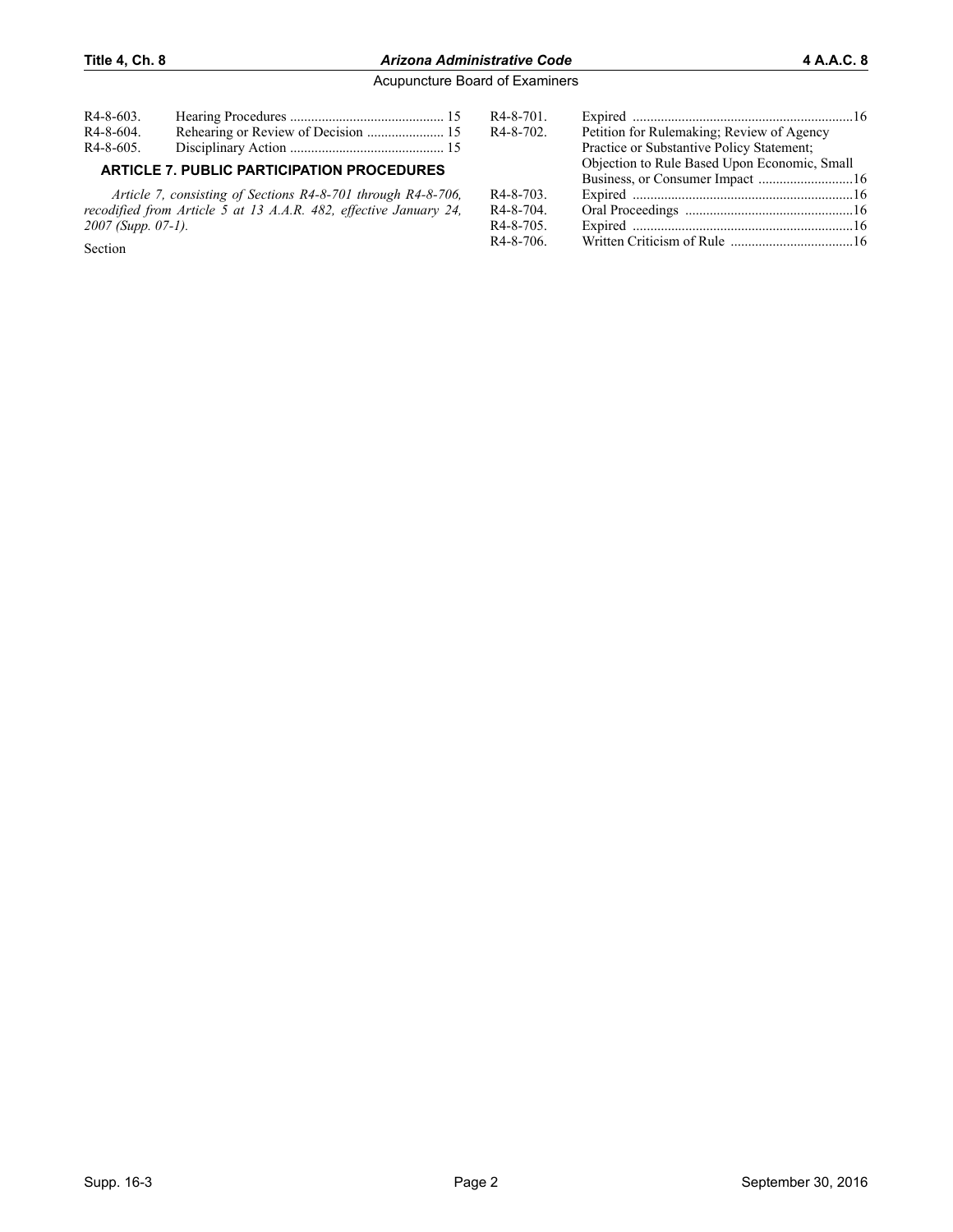R4-8-603. Hearing Procedures ........................................... 15
R4-8-604. Rehearing or Review of Decision ...................... 15
R4-8-605. Disciplinary Action ........................................... 15

### ARTICLE 7. PUBLIC PARTICIPATION PROCEDURES

*Article 7, consisting of Sections R4-8-701 through R4-8-706, recodified from Article 5 at 13 A.A.R. 482, effective January 24, 2007 (Supp. 07-1).*

Section

R4-8-701. Expired ..............................................................16
R4-8-702. Petition for Rulemaking; Review of Agency Practice or Substantive Policy Statement; Objection to Rule Based Upon Economic, Small Business, or Consumer Impact ...........................16
R4-8-703. Expired ..............................................................16
R4-8-704. Oral Proceedings ................................................16
R4-8-705. Expired ..............................................................16
R4-8-706. Written Criticism of Rule ...................................16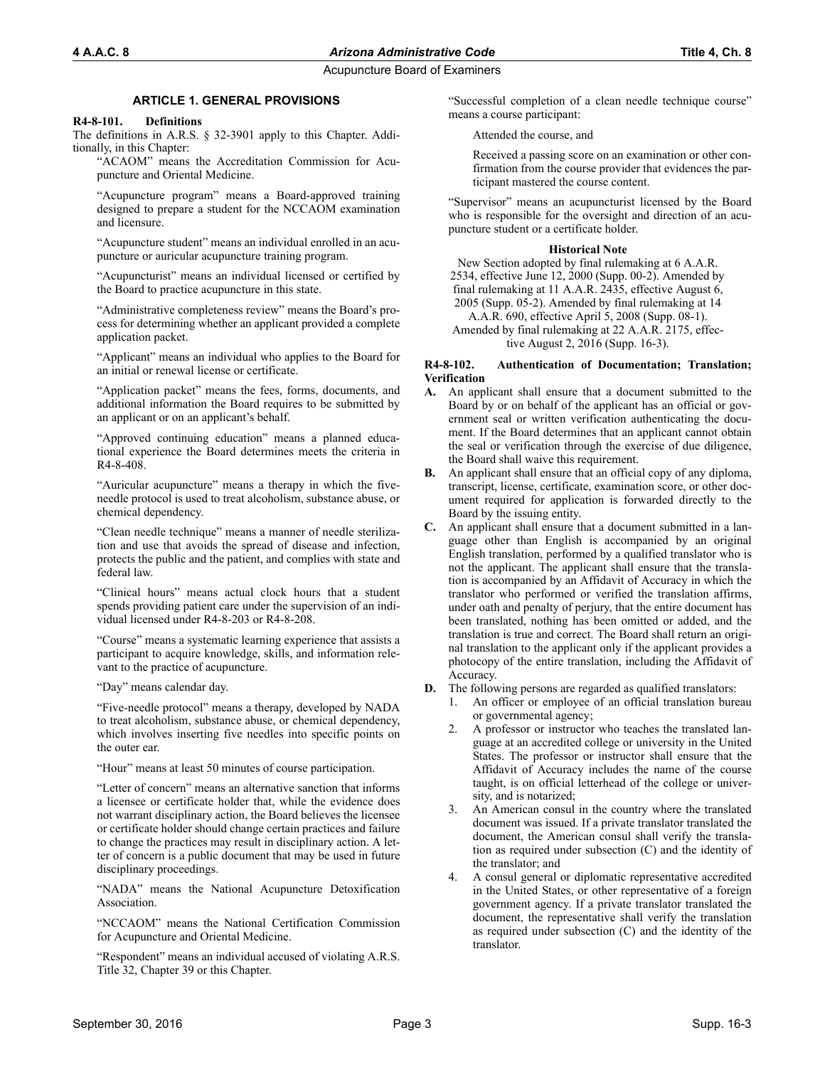## ARTICLE 1. GENERAL PROVISIONS

### R4-8-101. Definitions

The definitions in A.R.S. § 32-3901 apply to this Chapter. Additionally, in this Chapter:

"ACAOM" means the Accreditation Commission for Acupuncture and Oriental Medicine.

"Acupuncture program" means a Board-approved training designed to prepare a student for the NCCAOM examination and licensure.

"Acupuncture student" means an individual enrolled in an acupuncture or auricular acupuncture training program.

"Acupuncturist" means an individual licensed or certified by the Board to practice acupuncture in this state.

"Administrative completeness review" means the Board's process for determining whether an applicant provided a complete application packet.

"Applicant" means an individual who applies to the Board for an initial or renewal license or certificate.

"Application packet" means the fees, forms, documents, and additional information the Board requires to be submitted by an applicant or on an applicant's behalf.

"Approved continuing education" means a planned educational experience the Board determines meets the criteria in R4-8-408.

"Auricular acupuncture" means a therapy in which the five-needle protocol is used to treat alcoholism, substance abuse, or chemical dependency.

"Clean needle technique" means a manner of needle sterilization and use that avoids the spread of disease and infection, protects the public and the patient, and complies with state and federal law.

"Clinical hours" means actual clock hours that a student spends providing patient care under the supervision of an individual licensed under R4-8-203 or R4-8-208.

"Course" means a systematic learning experience that assists a participant to acquire knowledge, skills, and information relevant to the practice of acupuncture.

"Day" means calendar day.

"Five-needle protocol" means a therapy, developed by NADA to treat alcoholism, substance abuse, or chemical dependency, which involves inserting five needles into specific points on the outer ear.

"Hour" means at least 50 minutes of course participation.

"Letter of concern" means an alternative sanction that informs a licensee or certificate holder that, while the evidence does not warrant disciplinary action, the Board believes the licensee or certificate holder should change certain practices and failure to change the practices may result in disciplinary action. A letter of concern is a public document that may be used in future disciplinary proceedings.

"NADA" means the National Acupuncture Detoxification Association.

"NCCAOM" means the National Certification Commission for Acupuncture and Oriental Medicine.

"Respondent" means an individual accused of violating A.R.S. Title 32, Chapter 39 or this Chapter.

"Successful completion of a clean needle technique course" means a course participant:

Attended the course, and

Received a passing score on an examination or other confirmation from the course provider that evidences the participant mastered the course content.

"Supervisor" means an acupuncturist licensed by the Board who is responsible for the oversight and direction of an acupuncture student or a certificate holder.

#### Historical Note

New Section adopted by final rulemaking at 6 A.A.R. 2534, effective June 12, 2000 (Supp. 00-2). Amended by final rulemaking at 11 A.A.R. 2435, effective August 6, 2005 (Supp. 05-2). Amended by final rulemaking at 14 A.A.R. 690, effective April 5, 2008 (Supp. 08-1). Amended by final rulemaking at 22 A.A.R. 2175, effective August 2, 2016 (Supp. 16-3).

### R4-8-102. Authentication of Documentation; Translation; Verification

**A.** An applicant shall ensure that a document submitted to the Board by or on behalf of the applicant has an official or government seal or written verification authenticating the document. If the Board determines that an applicant cannot obtain the seal or verification through the exercise of due diligence, the Board shall waive this requirement.

**B.** An applicant shall ensure that an official copy of any diploma, transcript, license, certificate, examination score, or other document required for application is forwarded directly to the Board by the issuing entity.

**C.** An applicant shall ensure that a document submitted in a language other than English is accompanied by an original English translation, performed by a qualified translator who is not the applicant. The applicant shall ensure that the translation is accompanied by an Affidavit of Accuracy in which the translator who performed or verified the translation affirms, under oath and penalty of perjury, that the entire document has been translated, nothing has been omitted or added, and the translation is true and correct. The Board shall return an original translation to the applicant only if the applicant provides a photocopy of the entire translation, including the Affidavit of Accuracy.

**D.** The following persons are regarded as qualified translators:

1. An officer or employee of an official translation bureau or governmental agency;
2. A professor or instructor who teaches the translated language at an accredited college or university in the United States. The professor or instructor shall ensure that the Affidavit of Accuracy includes the name of the course taught, is on official letterhead of the college or university, and is notarized;
3. An American consul in the country where the translated document was issued. If a private translator translated the document, the American consul shall verify the translation as required under subsection (C) and the identity of the translator; and
4. A consul general or diplomatic representative accredited in the United States, or other representative of a foreign government agency. If a private translator translated the document, the representative shall verify the translation as required under subsection (C) and the identity of the translator.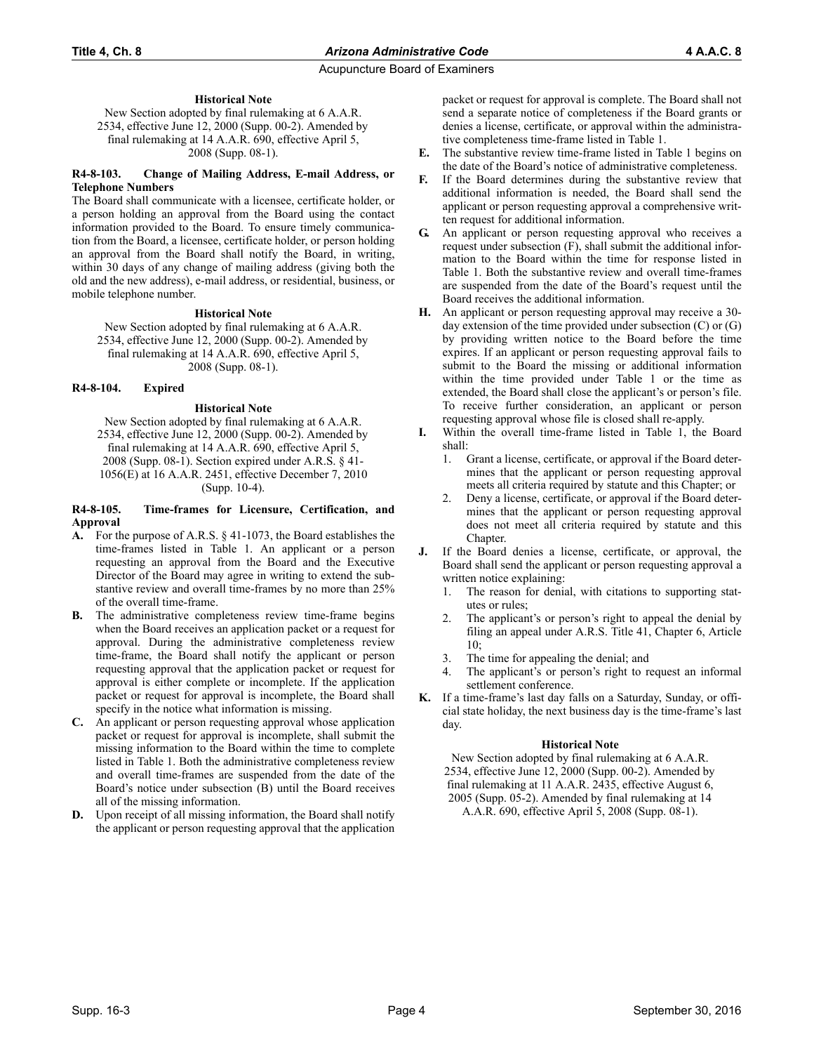### Historical Note

New Section adopted by final rulemaking at 6 A.A.R. 2534, effective June 12, 2000 (Supp. 00-2). Amended by final rulemaking at 14 A.A.R. 690, effective April 5, 2008 (Supp. 08-1).

## R4-8-103. Change of Mailing Address, E-mail Address, or Telephone Numbers

The Board shall communicate with a licensee, certificate holder, or a person holding an approval from the Board using the contact information provided to the Board. To ensure timely communication from the Board, a licensee, certificate holder, or person holding an approval from the Board shall notify the Board, in writing, within 30 days of any change of mailing address (giving both the old and the new address), e-mail address, or residential, business, or mobile telephone number.

### Historical Note

New Section adopted by final rulemaking at 6 A.A.R. 2534, effective June 12, 2000 (Supp. 00-2). Amended by final rulemaking at 14 A.A.R. 690, effective April 5, 2008 (Supp. 08-1).

## R4-8-104. Expired

### Historical Note

New Section adopted by final rulemaking at 6 A.A.R. 2534, effective June 12, 2000 (Supp. 00-2). Amended by final rulemaking at 14 A.A.R. 690, effective April 5, 2008 (Supp. 08-1). Section expired under A.R.S. § 41-1056(E) at 16 A.A.R. 2451, effective December 7, 2010 (Supp. 10-4).

## R4-8-105. Time-frames for Licensure, Certification, and Approval

**A.** For the purpose of A.R.S. § 41-1073, the Board establishes the time-frames listed in Table 1. An applicant or a person requesting an approval from the Board and the Executive Director of the Board may agree in writing to extend the substantive review and overall time-frames by no more than 25% of the overall time-frame.

**B.** The administrative completeness review time-frame begins when the Board receives an application packet or a request for approval. During the administrative completeness review time-frame, the Board shall notify the applicant or person requesting approval that the application packet or request for approval is either complete or incomplete. If the application packet or request for approval is incomplete, the Board shall specify in the notice what information is missing.

**C.** An applicant or person requesting approval whose application packet or request for approval is incomplete, shall submit the missing information to the Board within the time to complete listed in Table 1. Both the administrative completeness review and overall time-frames are suspended from the date of the Board's notice under subsection (B) until the Board receives all of the missing information.

**D.** Upon receipt of all missing information, the Board shall notify the applicant or person requesting approval that the application packet or request for approval is complete. The Board shall not send a separate notice of completeness if the Board grants or denies a license, certificate, or approval within the administrative completeness time-frame listed in Table 1.

**E.** The substantive review time-frame listed in Table 1 begins on the date of the Board's notice of administrative completeness.

**F.** If the Board determines during the substantive review that additional information is needed, the Board shall send the applicant or person requesting approval a comprehensive written request for additional information.

**G.** An applicant or person requesting approval who receives a request under subsection (F), shall submit the additional information to the Board within the time for response listed in Table 1. Both the substantive review and overall time-frames are suspended from the date of the Board's request until the Board receives the additional information.

**H.** An applicant or person requesting approval may receive a 30-day extension of the time provided under subsection (C) or (G) by providing written notice to the Board before the time expires. If an applicant or person requesting approval fails to submit to the Board the missing or additional information within the time provided under Table 1 or the time as extended, the Board shall close the applicant's or person's file. To receive further consideration, an applicant or person requesting approval whose file is closed shall re-apply.

**I.** Within the overall time-frame listed in Table 1, the Board shall:

1. Grant a license, certificate, or approval if the Board determines that the applicant or person requesting approval meets all criteria required by statute and this Chapter; or
2. Deny a license, certificate, or approval if the Board determines that the applicant or person requesting approval does not meet all criteria required by statute and this Chapter.

**J.** If the Board denies a license, certificate, or approval, the Board shall send the applicant or person requesting approval a written notice explaining:

1. The reason for denial, with citations to supporting statutes or rules;
2. The applicant's or person's right to appeal the denial by filing an appeal under A.R.S. Title 41, Chapter 6, Article 10;
3. The time for appealing the denial; and
4. The applicant's or person's right to request an informal settlement conference.

**K.** If a time-frame's last day falls on a Saturday, Sunday, or official state holiday, the next business day is the time-frame's last day.

### Historical Note

New Section adopted by final rulemaking at 6 A.A.R. 2534, effective June 12, 2000 (Supp. 00-2). Amended by final rulemaking at 11 A.A.R. 2435, effective August 6, 2005 (Supp. 05-2). Amended by final rulemaking at 14 A.A.R. 690, effective April 5, 2008 (Supp. 08-1).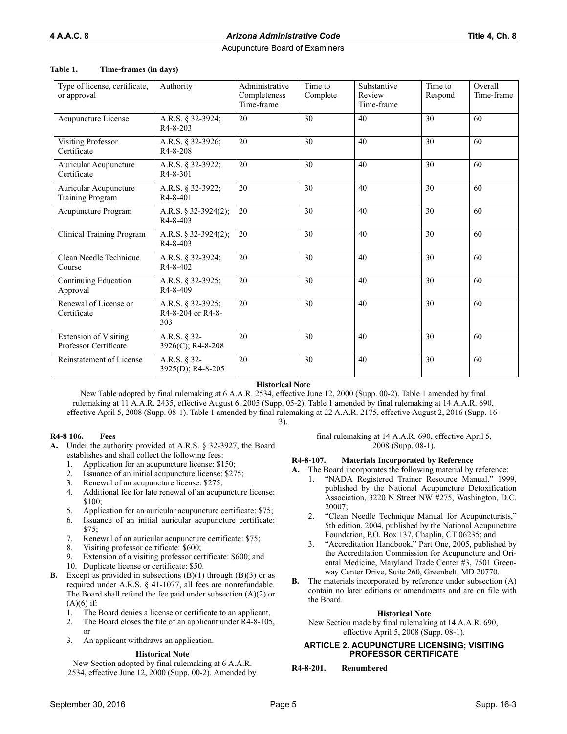**Table 1. Time-frames (in days)**

| Type of license, certificate, or approval | Authority | Administrative Completeness Time-frame | Time to Complete | Substantive Review Time-frame | Time to Respond | Overall Time-frame |
|---|---|---|---|---|---|---|
| Acupuncture License | A.R.S. § 32-3924; R4-8-203 | 20 | 30 | 40 | 30 | 60 |
| Visiting Professor Certificate | A.R.S. § 32-3926; R4-8-208 | 20 | 30 | 40 | 30 | 60 |
| Auricular Acupuncture Certificate | A.R.S. § 32-3922; R4-8-301 | 20 | 30 | 40 | 30 | 60 |
| Auricular Acupuncture Training Program | A.R.S. § 32-3922; R4-8-401 | 20 | 30 | 40 | 30 | 60 |
| Acupuncture Program | A.R.S. § 32-3924(2); R4-8-403 | 20 | 30 | 40 | 30 | 60 |
| Clinical Training Program | A.R.S. § 32-3924(2); R4-8-403 | 20 | 30 | 40 | 30 | 60 |
| Clean Needle Technique Course | A.R.S. § 32-3924; R4-8-402 | 20 | 30 | 40 | 30 | 60 |
| Continuing Education Approval | A.R.S. § 32-3925; R4-8-409 | 20 | 30 | 40 | 30 | 60 |
| Renewal of License or Certificate | A.R.S. § 32-3925; R4-8-204 or R4-8-303 | 20 | 30 | 40 | 30 | 60 |
| Extension of Visiting Professor Certificate | A.R.S. § 32-3926(C); R4-8-208 | 20 | 30 | 40 | 30 | 60 |
| Reinstatement of License | A.R.S. § 32-3925(D); R4-8-205 | 20 | 30 | 40 | 30 | 60 |

**Historical Note**

New Table adopted by final rulemaking at 6 A.A.R. 2534, effective June 12, 2000 (Supp. 00-2). Table 1 amended by final rulemaking at 11 A.A.R. 2435, effective August 6, 2005 (Supp. 05-2). Table 1 amended by final rulemaking at 14 A.A.R. 690, effective April 5, 2008 (Supp. 08-1). Table 1 amended by final rulemaking at 22 A.A.R. 2175, effective August 2, 2016 (Supp. 16-3).

**R4-8 106. Fees**

**A.** Under the authority provided at A.R.S. § 32-3927, the Board establishes and shall collect the following fees:

1. Application for an acupuncture license: $150;
2. Issuance of an initial acupuncture license: $275;
3. Renewal of an acupuncture license: $275;
4. Additional fee for late renewal of an acupuncture license: $100;
5. Application for an auricular acupuncture certificate: $75;
6. Issuance of an initial auricular acupuncture certificate: $75;
7. Renewal of an auricular acupuncture certificate: $75;
8. Visiting professor certificate: $600;
9. Extension of a visiting professor certificate: $600; and
10. Duplicate license or certificate: $50.

**B.** Except as provided in subsections (B)(1) through (B)(3) or as required under A.R.S. § 41-1077, all fees are nonrefundable. The Board shall refund the fee paid under subsection (A)(2) or (A)(6) if:

1. The Board denies a license or certificate to an applicant,
2. The Board closes the file of an applicant under R4-8-105, or
3. An applicant withdraws an application.

**Historical Note**

New Section adopted by final rulemaking at 6 A.A.R. 2534, effective June 12, 2000 (Supp. 00-2). Amended by final rulemaking at 14 A.A.R. 690, effective April 5, 2008 (Supp. 08-1).

**R4-8-107. Materials Incorporated by Reference**

**A.** The Board incorporates the following material by reference:

1. "NADA Registered Trainer Resource Manual," 1999, published by the National Acupuncture Detoxification Association, 3220 N Street NW #275, Washington, D.C. 20007;
2. "Clean Needle Technique Manual for Acupuncturists," 5th edition, 2004, published by the National Acupuncture Foundation, P.O. Box 137, Chaplin, CT 06235; and
3. "Accreditation Handbook," Part One, 2005, published by the Accreditation Commission for Acupuncture and Oriental Medicine, Maryland Trade Center #3, 7501 Greenway Center Drive, Suite 260, Greenbelt, MD 20770.

**B.** The materials incorporated by reference under subsection (A) contain no later editions or amendments and are on file with the Board.

**Historical Note**

New Section made by final rulemaking at 14 A.A.R. 690, effective April 5, 2008 (Supp. 08-1).

## ARTICLE 2. ACUPUNCTURE LICENSING; VISITING PROFESSOR CERTIFICATE

**R4-8-201. Renumbered**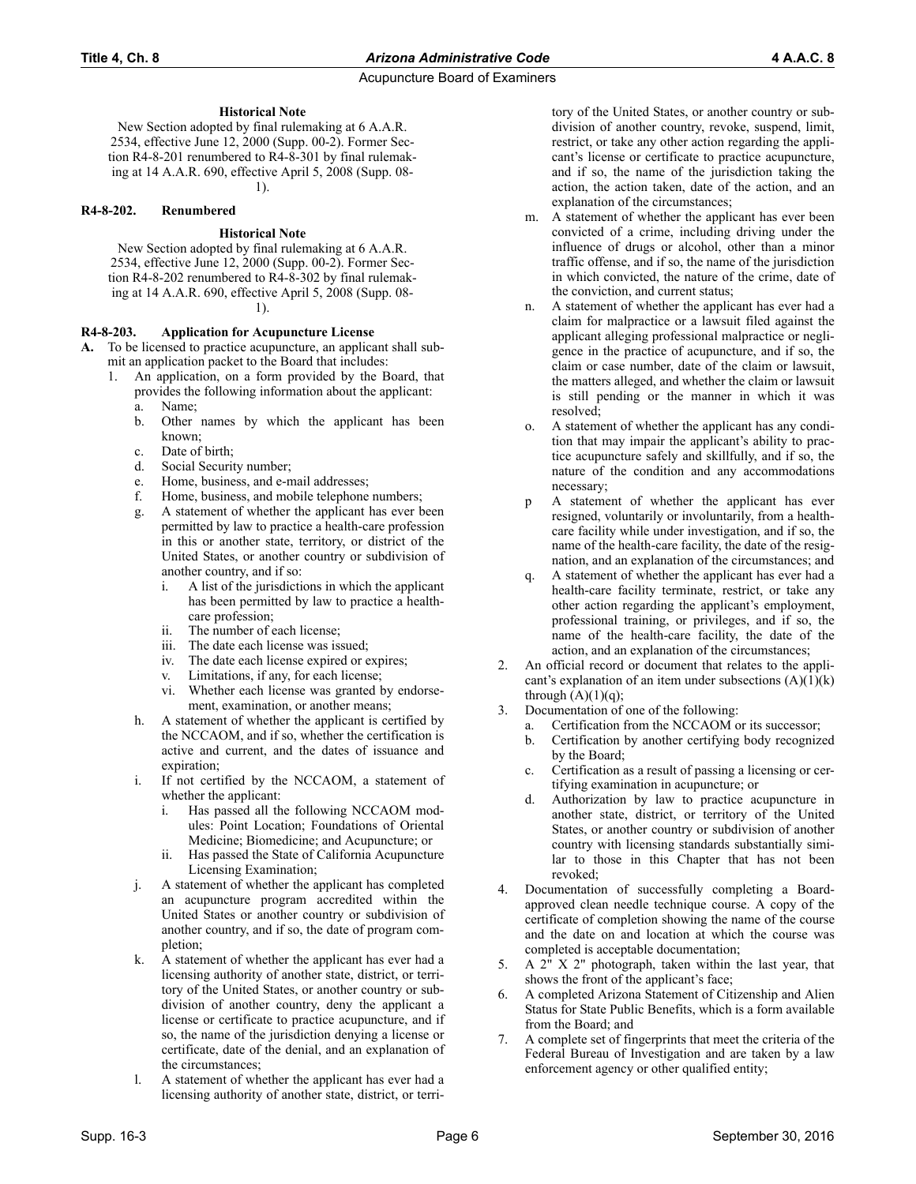**Historical Note**

New Section adopted by final rulemaking at 6 A.A.R. 2534, effective June 12, 2000 (Supp. 00-2). Former Section R4-8-201 renumbered to R4-8-301 by final rulemaking at 14 A.A.R. 690, effective April 5, 2008 (Supp. 08-1).

**R4-8-202. Renumbered**

**Historical Note**

New Section adopted by final rulemaking at 6 A.A.R. 2534, effective June 12, 2000 (Supp. 00-2). Former Section R4-8-202 renumbered to R4-8-302 by final rulemaking at 14 A.A.R. 690, effective April 5, 2008 (Supp. 08-1).

**R4-8-203. Application for Acupuncture License**

**A.** To be licensed to practice acupuncture, an applicant shall submit an application packet to the Board that includes:

1. An application, on a form provided by the Board, that provides the following information about the applicant:
   a. Name;
   b. Other names by which the applicant has been known;
   c. Date of birth;
   d. Social Security number;
   e. Home, business, and e-mail addresses;
   f. Home, business, and mobile telephone numbers;
   g. A statement of whether the applicant has ever been permitted by law to practice a health-care profession in this or another state, territory, or district of the United States, or another country or subdivision of another country, and if so:
      i. A list of the jurisdictions in which the applicant has been permitted by law to practice a health-care profession;
      ii. The number of each license;
      iii. The date each license was issued;
      iv. The date each license expired or expires;
      v. Limitations, if any, for each license;
      vi. Whether each license was granted by endorsement, examination, or another means;
   h. A statement of whether the applicant is certified by the NCCAOM, and if so, whether the certification is active and current, and the dates of issuance and expiration;
   i. If not certified by the NCCAOM, a statement of whether the applicant:
      i. Has passed all the following NCCAOM modules: Point Location; Foundations of Oriental Medicine; Biomedicine; and Acupuncture; or
      ii. Has passed the State of California Acupuncture Licensing Examination;
   j. A statement of whether the applicant has completed an acupuncture program accredited within the United States or another country or subdivision of another country, and if so, the date of program completion;
   k. A statement of whether the applicant has ever had a licensing authority of another state, district, or territory of the United States, or another country or subdivision of another country, deny the applicant a license or certificate to practice acupuncture, and if so, the name of the jurisdiction denying a license or certificate, date of the denial, and an explanation of the circumstances;
   l. A statement of whether the applicant has ever had a licensing authority of another state, district, or territory of the United States, or another country or subdivision of another country, revoke, suspend, limit, restrict, or take any other action regarding the applicant's license or certificate to practice acupuncture, and if so, the name of the jurisdiction taking the action, the action taken, date of the action, and an explanation of the circumstances;
   m. A statement of whether the applicant has ever been convicted of a crime, including driving under the influence of drugs or alcohol, other than a minor traffic offense, and if so, the name of the jurisdiction in which convicted, the nature of the crime, date of the conviction, and current status;
   n. A statement of whether the applicant has ever had a claim for malpractice or a lawsuit filed against the applicant alleging professional malpractice or negligence in the practice of acupuncture, and if so, the claim or case number, date of the claim or lawsuit, the matters alleged, and whether the claim or lawsuit is still pending or the manner in which it was resolved;
   o. A statement of whether the applicant has any condition that may impair the applicant's ability to practice acupuncture safely and skillfully, and if so, the nature of the condition and any accommodations necessary;
   p A statement of whether the applicant has ever resigned, voluntarily or involuntarily, from a health-care facility while under investigation, and if so, the name of the health-care facility, the date of the resignation, and an explanation of the circumstances; and
   q. A statement of whether the applicant has ever had a health-care facility terminate, restrict, or take any other action regarding the applicant's employment, professional training, or privileges, and if so, the name of the health-care facility, the date of the action, and an explanation of the circumstances;
2. An official record or document that relates to the applicant's explanation of an item under subsections (A)(1)(k) through (A)(1)(q);
3. Documentation of one of the following:
   a. Certification from the NCCAOM or its successor;
   b. Certification by another certifying body recognized by the Board;
   c. Certification as a result of passing a licensing or certifying examination in acupuncture; or
   d. Authorization by law to practice acupuncture in another state, district, or territory of the United States, or another country or subdivision of another country with licensing standards substantially similar to those in this Chapter that has not been revoked;
4. Documentation of successfully completing a Board-approved clean needle technique course. A copy of the certificate of completion showing the name of the course and the date on and location at which the course was completed is acceptable documentation;
5. A 2" X 2" photograph, taken within the last year, that shows the front of the applicant's face;
6. A completed Arizona Statement of Citizenship and Alien Status for State Public Benefits, which is a form available from the Board; and
7. A complete set of fingerprints that meet the criteria of the Federal Bureau of Investigation and are taken by a law enforcement agency or other qualified entity;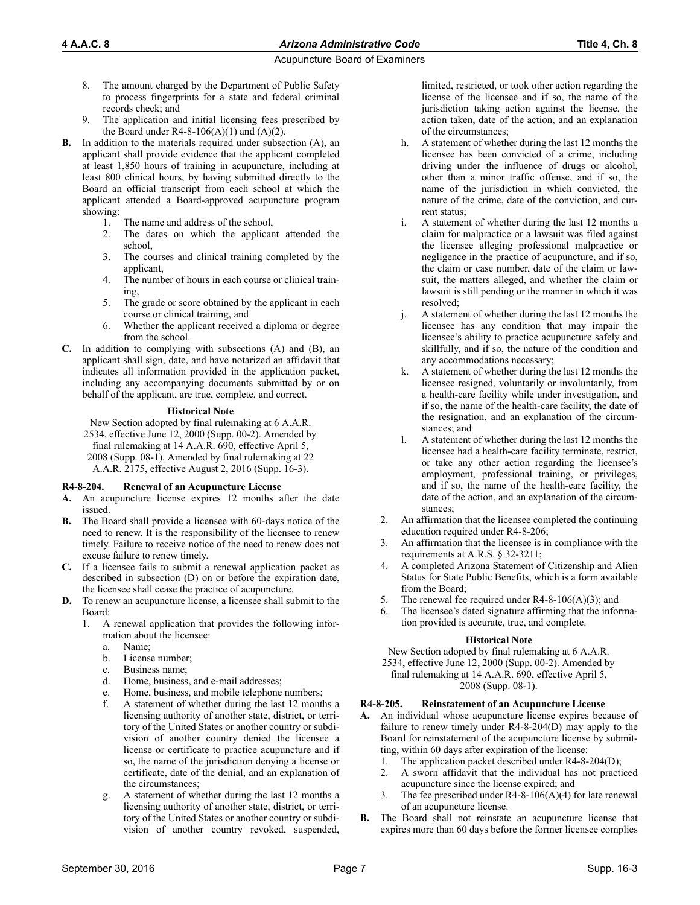8. The amount charged by the Department of Public Safety to process fingerprints for a state and federal criminal records check; and
9. The application and initial licensing fees prescribed by the Board under R4-8-106(A)(1) and (A)(2).

**B.** In addition to the materials required under subsection (A), an applicant shall provide evidence that the applicant completed at least 1,850 hours of training in acupuncture, including at least 800 clinical hours, by having submitted directly to the Board an official transcript from each school at which the applicant attended a Board-approved acupuncture program showing:

1. The name and address of the school,
2. The dates on which the applicant attended the school,
3. The courses and clinical training completed by the applicant,
4. The number of hours in each course or clinical training,
5. The grade or score obtained by the applicant in each course or clinical training, and
6. Whether the applicant received a diploma or degree from the school.

**C.** In addition to complying with subsections (A) and (B), an applicant shall sign, date, and have notarized an affidavit that indicates all information provided in the application packet, including any accompanying documents submitted by or on behalf of the applicant, are true, complete, and correct.

**Historical Note**

New Section adopted by final rulemaking at 6 A.A.R. 2534, effective June 12, 2000 (Supp. 00-2). Amended by final rulemaking at 14 A.A.R. 690, effective April 5, 2008 (Supp. 08-1). Amended by final rulemaking at 22 A.A.R. 2175, effective August 2, 2016 (Supp. 16-3).

### R4-8-204. Renewal of an Acupuncture License

**A.** An acupuncture license expires 12 months after the date issued.

**B.** The Board shall provide a licensee with 60-days notice of the need to renew. It is the responsibility of the licensee to renew timely. Failure to receive notice of the need to renew does not excuse failure to renew timely.

**C.** If a licensee fails to submit a renewal application packet as described in subsection (D) on or before the expiration date, the licensee shall cease the practice of acupuncture.

**D.** To renew an acupuncture license, a licensee shall submit to the Board:

1. A renewal application that provides the following information about the licensee:
   a. Name;
   b. License number;
   c. Business name;
   d. Home, business, and e-mail addresses;
   e. Home, business, and mobile telephone numbers;
   f. A statement of whether during the last 12 months a licensing authority of another state, district, or territory of the United States or another country or subdivision of another country denied the licensee a license or certificate to practice acupuncture and if so, the name of the jurisdiction denying a license or certificate, date of the denial, and an explanation of the circumstances;
   g. A statement of whether during the last 12 months a licensing authority of another state, district, or territory of the United States or another country or subdivision of another country revoked, suspended, limited, restricted, or took other action regarding the license of the licensee and if so, the name of the jurisdiction taking action against the license, the action taken, date of the action, and an explanation of the circumstances;
   h. A statement of whether during the last 12 months the licensee has been convicted of a crime, including driving under the influence of drugs or alcohol, other than a minor traffic offense, and if so, the name of the jurisdiction in which convicted, the nature of the crime, date of the conviction, and current status;
   i. A statement of whether during the last 12 months a claim for malpractice or a lawsuit was filed against the licensee alleging professional malpractice or negligence in the practice of acupuncture, and if so, the claim or case number, date of the claim or lawsuit, the matters alleged, and whether the claim or lawsuit is still pending or the manner in which it was resolved;
   j. A statement of whether during the last 12 months the licensee has any condition that may impair the licensee's ability to practice acupuncture safely and skillfully, and if so, the nature of the condition and any accommodations necessary;
   k. A statement of whether during the last 12 months the licensee resigned, voluntarily or involuntarily, from a health-care facility while under investigation, and if so, the name of the health-care facility, the date of the resignation, and an explanation of the circumstances; and
   l. A statement of whether during the last 12 months the licensee had a health-care facility terminate, restrict, or take any other action regarding the licensee's employment, professional training, or privileges, and if so, the name of the health-care facility, the date of the action, and an explanation of the circumstances;
2. An affirmation that the licensee completed the continuing education required under R4-8-206;
3. An affirmation that the licensee is in compliance with the requirements at A.R.S. § 32-3211;
4. A completed Arizona Statement of Citizenship and Alien Status for State Public Benefits, which is a form available from the Board;
5. The renewal fee required under R4-8-106(A)(3); and
6. The licensee's dated signature affirming that the information provided is accurate, true, and complete.

**Historical Note**

New Section adopted by final rulemaking at 6 A.A.R. 2534, effective June 12, 2000 (Supp. 00-2). Amended by final rulemaking at 14 A.A.R. 690, effective April 5, 2008 (Supp. 08-1).

### R4-8-205. Reinstatement of an Acupuncture License

**A.** An individual whose acupuncture license expires because of failure to renew timely under R4-8-204(D) may apply to the Board for reinstatement of the acupuncture license by submitting, within 60 days after expiration of the license:

1. The application packet described under R4-8-204(D);
2. A sworn affidavit that the individual has not practiced acupuncture since the license expired; and
3. The fee prescribed under R4-8-106(A)(4) for late renewal of an acupuncture license.

**B.** The Board shall not reinstate an acupuncture license that expires more than 60 days before the former licensee complies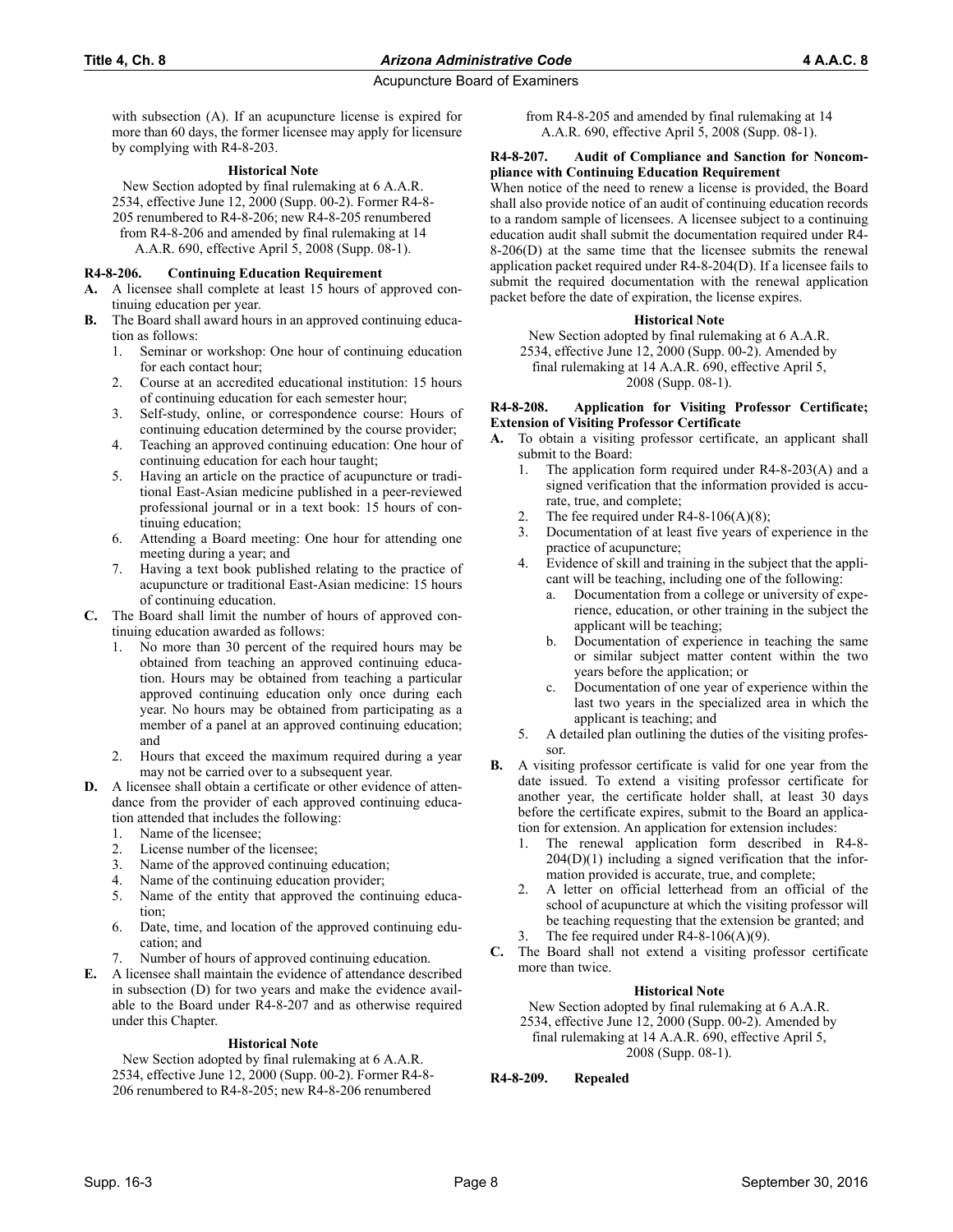with subsection (A). If an acupuncture license is expired for more than 60 days, the former licensee may apply for licensure by complying with R4-8-203.

**Historical Note**

New Section adopted by final rulemaking at 6 A.A.R. 2534, effective June 12, 2000 (Supp. 00-2). Former R4-8-205 renumbered to R4-8-206; new R4-8-205 renumbered from R4-8-206 and amended by final rulemaking at 14 A.A.R. 690, effective April 5, 2008 (Supp. 08-1).

### R4-8-206. Continuing Education Requirement

**A.** A licensee shall complete at least 15 hours of approved continuing education per year.

**B.** The Board shall award hours in an approved continuing education as follows:

1. Seminar or workshop: One hour of continuing education for each contact hour;
2. Course at an accredited educational institution: 15 hours of continuing education for each semester hour;
3. Self-study, online, or correspondence course: Hours of continuing education determined by the course provider;
4. Teaching an approved continuing education: One hour of continuing education for each hour taught;
5. Having an article on the practice of acupuncture or traditional East-Asian medicine published in a peer-reviewed professional journal or in a text book: 15 hours of continuing education;
6. Attending a Board meeting: One hour for attending one meeting during a year; and
7. Having a text book published relating to the practice of acupuncture or traditional East-Asian medicine: 15 hours of continuing education.

**C.** The Board shall limit the number of hours of approved continuing education awarded as follows:

1. No more than 30 percent of the required hours may be obtained from teaching an approved continuing education. Hours may be obtained from teaching a particular approved continuing education only once during each year. No hours may be obtained from participating as a member of a panel at an approved continuing education; and
2. Hours that exceed the maximum required during a year may not be carried over to a subsequent year.

**D.** A licensee shall obtain a certificate or other evidence of attendance from the provider of each approved continuing education attended that includes the following:

1. Name of the licensee;
2. License number of the licensee;
3. Name of the approved continuing education;
4. Name of the continuing education provider;
5. Name of the entity that approved the continuing education;
6. Date, time, and location of the approved continuing education; and
7. Number of hours of approved continuing education.

**E.** A licensee shall maintain the evidence of attendance described in subsection (D) for two years and make the evidence available to the Board under R4-8-207 and as otherwise required under this Chapter.

**Historical Note**

New Section adopted by final rulemaking at 6 A.A.R. 2534, effective June 12, 2000 (Supp. 00-2). Former R4-8-206 renumbered to R4-8-205; new R4-8-206 renumbered from R4-8-205 and amended by final rulemaking at 14 A.A.R. 690, effective April 5, 2008 (Supp. 08-1).

### R4-8-207. Audit of Compliance and Sanction for Noncompliance with Continuing Education Requirement

When notice of the need to renew a license is provided, the Board shall also provide notice of an audit of continuing education records to a random sample of licensees. A licensee subject to a continuing education audit shall submit the documentation required under R4-8-206(D) at the same time that the licensee submits the renewal application packet required under R4-8-204(D). If a licensee fails to submit the required documentation with the renewal application packet before the date of expiration, the license expires.

**Historical Note**

New Section adopted by final rulemaking at 6 A.A.R. 2534, effective June 12, 2000 (Supp. 00-2). Amended by final rulemaking at 14 A.A.R. 690, effective April 5, 2008 (Supp. 08-1).

### R4-8-208. Application for Visiting Professor Certificate; Extension of Visiting Professor Certificate

**A.** To obtain a visiting professor certificate, an applicant shall submit to the Board:

1. The application form required under R4-8-203(A) and a signed verification that the information provided is accurate, true, and complete;
2. The fee required under R4-8-106(A)(8);
3. Documentation of at least five years of experience in the practice of acupuncture;
4. Evidence of skill and training in the subject that the applicant will be teaching, including one of the following:
   a. Documentation from a college or university of experience, education, or other training in the subject the applicant will be teaching;
   b. Documentation of experience in teaching the same or similar subject matter content within the two years before the application; or
   c. Documentation of one year of experience within the last two years in the specialized area in which the applicant is teaching; and
5. A detailed plan outlining the duties of the visiting professor.

**B.** A visiting professor certificate is valid for one year from the date issued. To extend a visiting professor certificate for another year, the certificate holder shall, at least 30 days before the certificate expires, submit to the Board an application for extension. An application for extension includes:

1. The renewal application form described in R4-8-204(D)(1) including a signed verification that the information provided is accurate, true, and complete;
2. A letter on official letterhead from an official of the school of acupuncture at which the visiting professor will be teaching requesting that the extension be granted; and
3. The fee required under R4-8-106(A)(9).

**C.** The Board shall not extend a visiting professor certificate more than twice.

**Historical Note**

New Section adopted by final rulemaking at 6 A.A.R. 2534, effective June 12, 2000 (Supp. 00-2). Amended by final rulemaking at 14 A.A.R. 690, effective April 5, 2008 (Supp. 08-1).

### R4-8-209. Repealed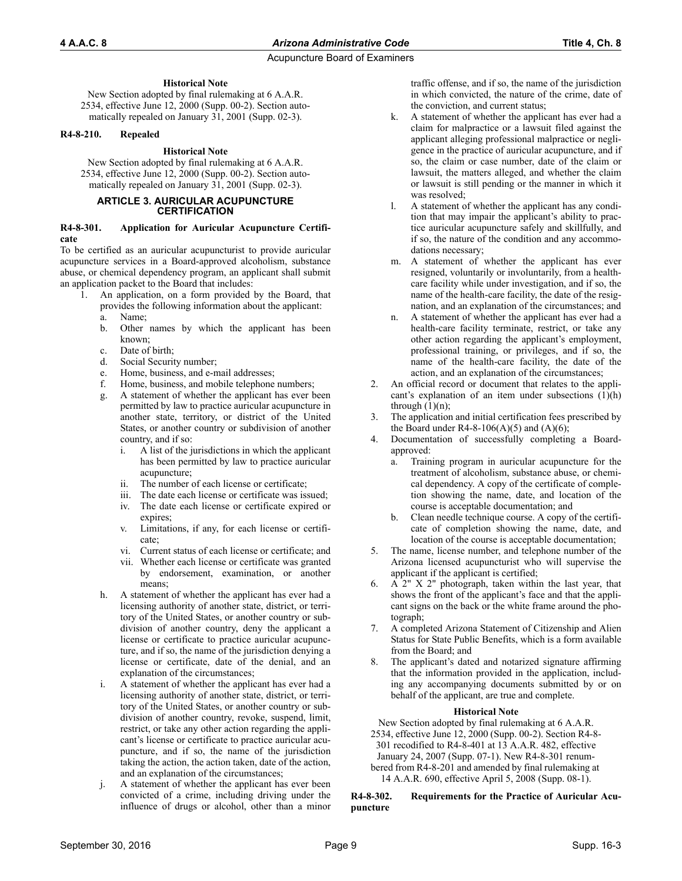**Historical Note**

New Section adopted by final rulemaking at 6 A.A.R. 2534, effective June 12, 2000 (Supp. 00-2). Section automatically repealed on January 31, 2001 (Supp. 02-3).

**R4-8-210. Repealed**

**Historical Note**

New Section adopted by final rulemaking at 6 A.A.R. 2534, effective June 12, 2000 (Supp. 00-2). Section automatically repealed on January 31, 2001 (Supp. 02-3).

## ARTICLE 3. AURICULAR ACUPUNCTURE CERTIFICATION

**R4-8-301. Application for Auricular Acupuncture Certificate**

To be certified as an auricular acupuncturist to provide auricular acupuncture services in a Board-approved alcoholism, substance abuse, or chemical dependency program, an applicant shall submit an application packet to the Board that includes:

1. An application, on a form provided by the Board, that provides the following information about the applicant:
   a. Name;
   b. Other names by which the applicant has been known;
   c. Date of birth;
   d. Social Security number;
   e. Home, business, and e-mail addresses;
   f. Home, business, and mobile telephone numbers;
   g. A statement of whether the applicant has ever been permitted by law to practice auricular acupuncture in another state, territory, or district of the United States, or another country or subdivision of another country, and if so:
      i. A list of the jurisdictions in which the applicant has been permitted by law to practice auricular acupuncture;
      ii. The number of each license or certificate;
      iii. The date each license or certificate was issued;
      iv. The date each license or certificate expired or expires;
      v. Limitations, if any, for each license or certificate;
      vi. Current status of each license or certificate; and
      vii. Whether each license or certificate was granted by endorsement, examination, or another means;
   h. A statement of whether the applicant has ever had a licensing authority of another state, district, or territory of the United States, or another country or subdivision of another country, deny the applicant a license or certificate to practice auricular acupuncture, and if so, the name of the jurisdiction denying a license or certificate, date of the denial, and an explanation of the circumstances;
   i. A statement of whether the applicant has ever had a licensing authority of another state, district, or territory of the United States, or another country or subdivision of another country, revoke, suspend, limit, restrict, or take any other action regarding the applicant's license or certificate to practice auricular acupuncture, and if so, the name of the jurisdiction taking the action, the action taken, date of the action, and an explanation of the circumstances;
   j. A statement of whether the applicant has ever been convicted of a crime, including driving under the influence of drugs or alcohol, other than a minor traffic offense, and if so, the name of the jurisdiction in which convicted, the nature of the crime, date of the conviction, and current status;
   k. A statement of whether the applicant has ever had a claim for malpractice or a lawsuit filed against the applicant alleging professional malpractice or negligence in the practice of auricular acupuncture, and if so, the claim or case number, date of the claim or lawsuit, the matters alleged, and whether the claim or lawsuit is still pending or the manner in which it was resolved;
   l. A statement of whether the applicant has any condition that may impair the applicant's ability to practice auricular acupuncture safely and skillfully, and if so, the nature of the condition and any accommodations necessary;
   m. A statement of whether the applicant has ever resigned, voluntarily or involuntarily, from a health-care facility while under investigation, and if so, the name of the health-care facility, the date of the resignation, and an explanation of the circumstances; and
   n. A statement of whether the applicant has ever had a health-care facility terminate, restrict, or take any other action regarding the applicant's employment, professional training, or privileges, and if so, the name of the health-care facility, the date of the action, and an explanation of the circumstances;
2. An official record or document that relates to the applicant's explanation of an item under subsections (1)(h) through (1)(n);
3. The application and initial certification fees prescribed by the Board under R4-8-106(A)(5) and (A)(6);
4. Documentation of successfully completing a Board-approved:
   a. Training program in auricular acupuncture for the treatment of alcoholism, substance abuse, or chemical dependency. A copy of the certificate of completion showing the name, date, and location of the course is acceptable documentation; and
   b. Clean needle technique course. A copy of the certificate of completion showing the name, date, and location of the course is acceptable documentation;
5. The name, license number, and telephone number of the Arizona licensed acupuncturist who will supervise the applicant if the applicant is certified;
6. A 2" X 2" photograph, taken within the last year, that shows the front of the applicant's face and that the applicant signs on the back or the white frame around the photograph;
7. A completed Arizona Statement of Citizenship and Alien Status for State Public Benefits, which is a form available from the Board; and
8. The applicant's dated and notarized signature affirming that the information provided in the application, including any accompanying documents submitted by or on behalf of the applicant, are true and complete.

**Historical Note**

New Section adopted by final rulemaking at 6 A.A.R. 2534, effective June 12, 2000 (Supp. 00-2). Section R4-8-301 recodified to R4-8-401 at 13 A.A.R. 482, effective January 24, 2007 (Supp. 07-1). New R4-8-301 renumbered from R4-8-201 and amended by final rulemaking at 14 A.A.R. 690, effective April 5, 2008 (Supp. 08-1).

**R4-8-302. Requirements for the Practice of Auricular Acupuncture**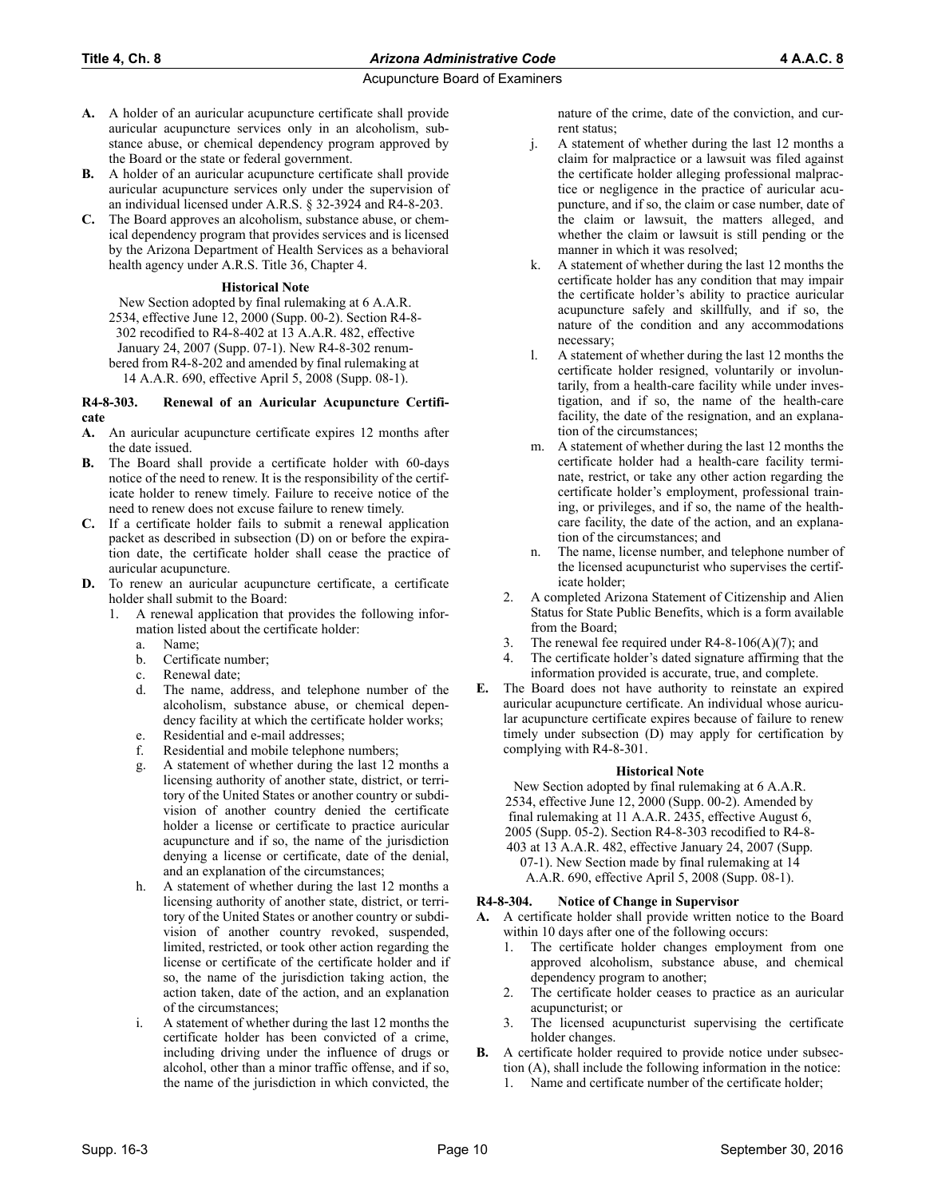A. A holder of an auricular acupuncture certificate shall provide auricular acupuncture services only in an alcoholism, substance abuse, or chemical dependency program approved by the Board or the state or federal government.

B. A holder of an auricular acupuncture certificate shall provide auricular acupuncture services only under the supervision of an individual licensed under A.R.S. § 32-3924 and R4-8-203.

C. The Board approves an alcoholism, substance abuse, or chemical dependency program that provides services and is licensed by the Arizona Department of Health Services as a behavioral health agency under A.R.S. Title 36, Chapter 4.

**Historical Note**

New Section adopted by final rulemaking at 6 A.A.R. 2534, effective June 12, 2000 (Supp. 00-2). Section R4-8-302 recodified to R4-8-402 at 13 A.A.R. 482, effective January 24, 2007 (Supp. 07-1). New R4-8-302 renumbered from R4-8-202 and amended by final rulemaking at 14 A.A.R. 690, effective April 5, 2008 (Supp. 08-1).

### R4-8-303. Renewal of an Auricular Acupuncture Certificate

A. An auricular acupuncture certificate expires 12 months after the date issued.

B. The Board shall provide a certificate holder with 60-days notice of the need to renew. It is the responsibility of the certificate holder to renew timely. Failure to receive notice of the need to renew does not excuse failure to renew timely.

C. If a certificate holder fails to submit a renewal application packet as described in subsection (D) on or before the expiration date, the certificate holder shall cease the practice of auricular acupuncture.

D. To renew an auricular acupuncture certificate, a certificate holder shall submit to the Board:
   1. A renewal application that provides the following information listed about the certificate holder:
      a. Name;
      b. Certificate number;
      c. Renewal date;
      d. The name, address, and telephone number of the alcoholism, substance abuse, or chemical dependency facility at which the certificate holder works;
      e. Residential and e-mail addresses;
      f. Residential and mobile telephone numbers;
      g. A statement of whether during the last 12 months a licensing authority of another state, district, or territory of the United States or another country or subdivision of another country denied the certificate holder a license or certificate to practice auricular acupuncture and if so, the name of the jurisdiction denying a license or certificate, date of the denial, and an explanation of the circumstances;
      h. A statement of whether during the last 12 months a licensing authority of another state, district, or territory of the United States or another country or subdivision of another country revoked, suspended, limited, restricted, or took other action regarding the license or certificate of the certificate holder and if so, the name of the jurisdiction taking action, the action taken, date of the action, and an explanation of the circumstances;
      i. A statement of whether during the last 12 months the certificate holder has been convicted of a crime, including driving under the influence of drugs or alcohol, other than a minor traffic offense, and if so, the name of the jurisdiction in which convicted, the nature of the crime, date of the conviction, and current status;
      j. A statement of whether during the last 12 months a claim for malpractice or a lawsuit was filed against the certificate holder alleging professional malpractice or negligence in the practice of auricular acupuncture, and if so, the claim or case number, date of the claim or lawsuit, the matters alleged, and whether the claim or lawsuit is still pending or the manner in which it was resolved;
      k. A statement of whether during the last 12 months the certificate holder has any condition that may impair the certificate holder's ability to practice auricular acupuncture safely and skillfully, and if so, the nature of the condition and any accommodations necessary;
      l. A statement of whether during the last 12 months the certificate holder resigned, voluntarily or involuntarily, from a health-care facility while under investigation, and if so, the name of the health-care facility, the date of the resignation, and an explanation of the circumstances;
      m. A statement of whether during the last 12 months the certificate holder had a health-care facility terminate, restrict, or take any other action regarding the certificate holder's employment, professional training, or privileges, and if so, the name of the health-care facility, the date of the action, and an explanation of the circumstances; and
      n. The name, license number, and telephone number of the licensed acupuncturist who supervises the certificate holder;
   2. A completed Arizona Statement of Citizenship and Alien Status for State Public Benefits, which is a form available from the Board;
   3. The renewal fee required under R4-8-106(A)(7); and
   4. The certificate holder's dated signature affirming that the information provided is accurate, true, and complete.

E. The Board does not have authority to reinstate an expired auricular acupuncture certificate. An individual whose auricular acupuncture certificate expires because of failure to renew timely under subsection (D) may apply for certification by complying with R4-8-301.

**Historical Note**

New Section adopted by final rulemaking at 6 A.A.R. 2534, effective June 12, 2000 (Supp. 00-2). Amended by final rulemaking at 11 A.A.R. 2435, effective August 6, 2005 (Supp. 05-2). Section R4-8-303 recodified to R4-8-403 at 13 A.A.R. 482, effective January 24, 2007 (Supp. 07-1). New Section made by final rulemaking at 14 A.A.R. 690, effective April 5, 2008 (Supp. 08-1).

### R4-8-304. Notice of Change in Supervisor

A. A certificate holder shall provide written notice to the Board within 10 days after one of the following occurs:
   1. The certificate holder changes employment from one approved alcoholism, substance abuse, and chemical dependency program to another;
   2. The certificate holder ceases to practice as an auricular acupuncturist; or
   3. The licensed acupuncturist supervising the certificate holder changes.

B. A certificate holder required to provide notice under subsection (A), shall include the following information in the notice:
   1. Name and certificate number of the certificate holder;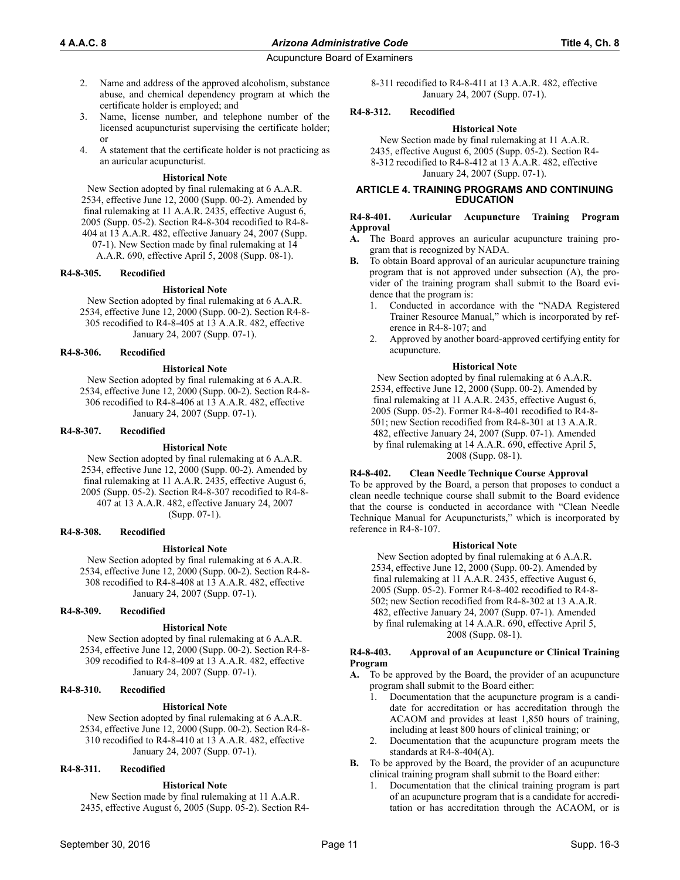2. Name and address of the approved alcoholism, substance abuse, and chemical dependency program at which the certificate holder is employed; and
3. Name, license number, and telephone number of the licensed acupuncturist supervising the certificate holder; or
4. A statement that the certificate holder is not practicing as an auricular acupuncturist.

**Historical Note**

New Section adopted by final rulemaking at 6 A.A.R. 2534, effective June 12, 2000 (Supp. 00-2). Amended by final rulemaking at 11 A.A.R. 2435, effective August 6, 2005 (Supp. 05-2). Section R4-8-304 recodified to R4-8-404 at 13 A.A.R. 482, effective January 24, 2007 (Supp. 07-1). New Section made by final rulemaking at 14 A.A.R. 690, effective April 5, 2008 (Supp. 08-1).

**R4-8-305. Recodified**

**Historical Note**

New Section adopted by final rulemaking at 6 A.A.R. 2534, effective June 12, 2000 (Supp. 00-2). Section R4-8-305 recodified to R4-8-405 at 13 A.A.R. 482, effective January 24, 2007 (Supp. 07-1).

**R4-8-306. Recodified**

**Historical Note**

New Section adopted by final rulemaking at 6 A.A.R. 2534, effective June 12, 2000 (Supp. 00-2). Section R4-8-306 recodified to R4-8-406 at 13 A.A.R. 482, effective January 24, 2007 (Supp. 07-1).

**R4-8-307. Recodified**

**Historical Note**

New Section adopted by final rulemaking at 6 A.A.R. 2534, effective June 12, 2000 (Supp. 00-2). Amended by final rulemaking at 11 A.A.R. 2435, effective August 6, 2005 (Supp. 05-2). Section R4-8-307 recodified to R4-8-407 at 13 A.A.R. 482, effective January 24, 2007 (Supp. 07-1).

**R4-8-308. Recodified**

**Historical Note**

New Section adopted by final rulemaking at 6 A.A.R. 2534, effective June 12, 2000 (Supp. 00-2). Section R4-8-308 recodified to R4-8-408 at 13 A.A.R. 482, effective January 24, 2007 (Supp. 07-1).

**R4-8-309. Recodified**

**Historical Note**

New Section adopted by final rulemaking at 6 A.A.R. 2534, effective June 12, 2000 (Supp. 00-2). Section R4-8-309 recodified to R4-8-409 at 13 A.A.R. 482, effective January 24, 2007 (Supp. 07-1).

**R4-8-310. Recodified**

**Historical Note**

New Section adopted by final rulemaking at 6 A.A.R. 2534, effective June 12, 2000 (Supp. 00-2). Section R4-8-310 recodified to R4-8-410 at 13 A.A.R. 482, effective January 24, 2007 (Supp. 07-1).

**R4-8-311. Recodified**

**Historical Note**

New Section made by final rulemaking at 11 A.A.R. 2435, effective August 6, 2005 (Supp. 05-2). Section R4-8-311 recodified to R4-8-411 at 13 A.A.R. 482, effective January 24, 2007 (Supp. 07-1).

**R4-8-312. Recodified**

**Historical Note**

New Section made by final rulemaking at 11 A.A.R. 2435, effective August 6, 2005 (Supp. 05-2). Section R4-8-312 recodified to R4-8-412 at 13 A.A.R. 482, effective January 24, 2007 (Supp. 07-1).

## ARTICLE 4. TRAINING PROGRAMS AND CONTINUING EDUCATION

**R4-8-401. Auricular Acupuncture Training Program Approval**

**A.** The Board approves an auricular acupuncture training program that is recognized by NADA.

**B.** To obtain Board approval of an auricular acupuncture training program that is not approved under subsection (A), the provider of the training program shall submit to the Board evidence that the program is:
1. Conducted in accordance with the "NADA Registered Trainer Resource Manual," which is incorporated by reference in R4-8-107; and
2. Approved by another board-approved certifying entity for acupuncture.

**Historical Note**

New Section adopted by final rulemaking at 6 A.A.R. 2534, effective June 12, 2000 (Supp. 00-2). Amended by final rulemaking at 11 A.A.R. 2435, effective August 6, 2005 (Supp. 05-2). Former R4-8-401 recodified to R4-8-501; new Section recodified from R4-8-301 at 13 A.A.R. 482, effective January 24, 2007 (Supp. 07-1). Amended by final rulemaking at 14 A.A.R. 690, effective April 5, 2008 (Supp. 08-1).

**R4-8-402. Clean Needle Technique Course Approval**

To be approved by the Board, a person that proposes to conduct a clean needle technique course shall submit to the Board evidence that the course is conducted in accordance with "Clean Needle Technique Manual for Acupuncturists," which is incorporated by reference in R4-8-107.

**Historical Note**

New Section adopted by final rulemaking at 6 A.A.R. 2534, effective June 12, 2000 (Supp. 00-2). Amended by final rulemaking at 11 A.A.R. 2435, effective August 6, 2005 (Supp. 05-2). Former R4-8-402 recodified to R4-8-502; new Section recodified from R4-8-302 at 13 A.A.R. 482, effective January 24, 2007 (Supp. 07-1). Amended by final rulemaking at 14 A.A.R. 690, effective April 5, 2008 (Supp. 08-1).

**R4-8-403. Approval of an Acupuncture or Clinical Training Program**

**A.** To be approved by the Board, the provider of an acupuncture program shall submit to the Board either:
1. Documentation that the acupuncture program is a candidate for accreditation or has accreditation through the ACAOM and provides at least 1,850 hours of training, including at least 800 hours of clinical training; or
2. Documentation that the acupuncture program meets the standards at R4-8-404(A).

**B.** To be approved by the Board, the provider of an acupuncture clinical training program shall submit to the Board either:
1. Documentation that the clinical training program is part of an acupuncture program that is a candidate for accreditation or has accreditation through the ACAOM, or is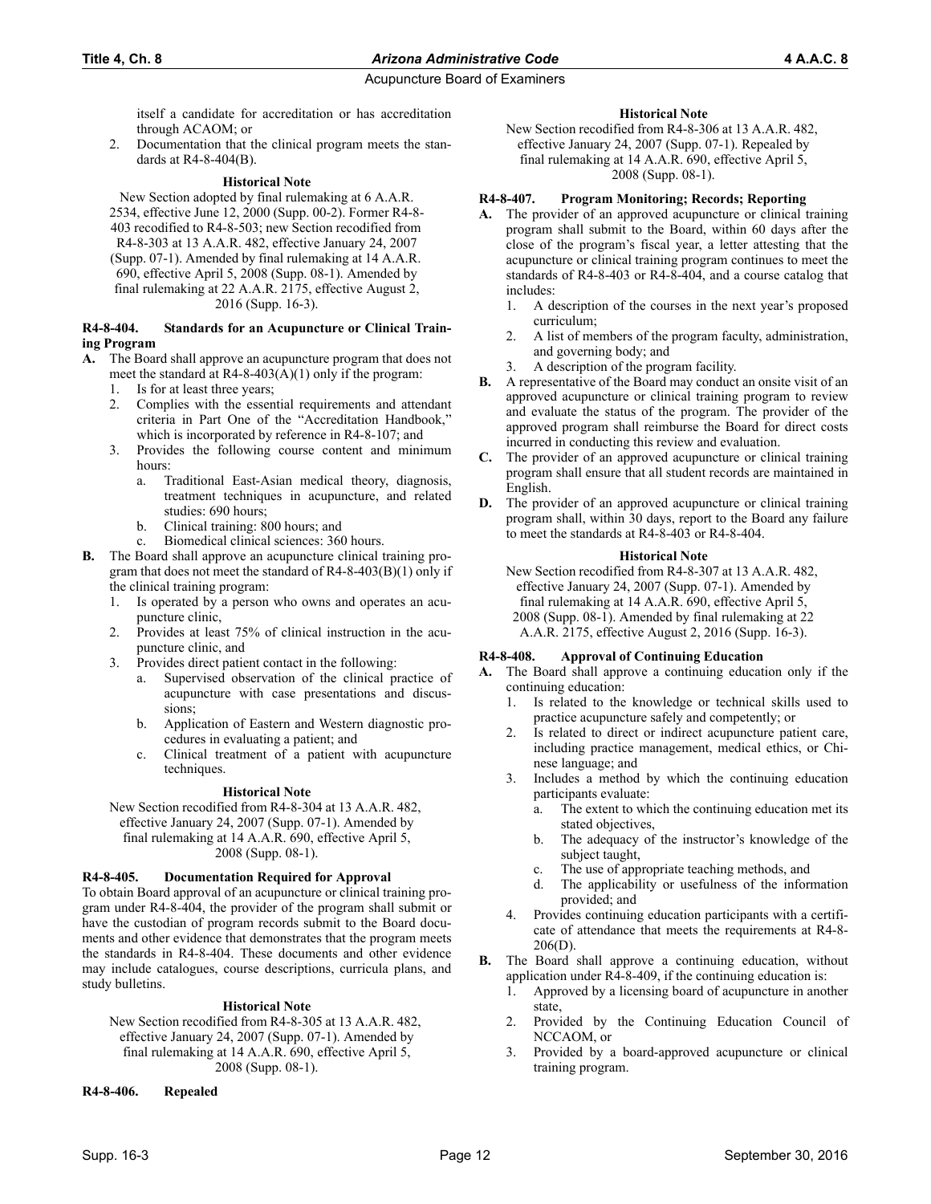itself a candidate for accreditation or has accreditation through ACAOM; or

2. Documentation that the clinical program meets the standards at R4-8-404(B).

**Historical Note**

New Section adopted by final rulemaking at 6 A.A.R. 2534, effective June 12, 2000 (Supp. 00-2). Former R4-8-403 recodified to R4-8-503; new Section recodified from R4-8-303 at 13 A.A.R. 482, effective January 24, 2007 (Supp. 07-1). Amended by final rulemaking at 14 A.A.R. 690, effective April 5, 2008 (Supp. 08-1). Amended by final rulemaking at 22 A.A.R. 2175, effective August 2, 2016 (Supp. 16-3).

**R4-8-404. Standards for an Acupuncture or Clinical Training Program**

**A.** The Board shall approve an acupuncture program that does not meet the standard at R4-8-403(A)(1) only if the program:
1. Is for at least three years;
2. Complies with the essential requirements and attendant criteria in Part One of the "Accreditation Handbook," which is incorporated by reference in R4-8-107; and
3. Provides the following course content and minimum hours:
   a. Traditional East-Asian medical theory, diagnosis, treatment techniques in acupuncture, and related studies: 690 hours;
   b. Clinical training: 800 hours; and
   c. Biomedical clinical sciences: 360 hours.

**B.** The Board shall approve an acupuncture clinical training program that does not meet the standard of R4-8-403(B)(1) only if the clinical training program:
1. Is operated by a person who owns and operates an acupuncture clinic,
2. Provides at least 75% of clinical instruction in the acupuncture clinic, and
3. Provides direct patient contact in the following:
   a. Supervised observation of the clinical practice of acupuncture with case presentations and discussions;
   b. Application of Eastern and Western diagnostic procedures in evaluating a patient; and
   c. Clinical treatment of a patient with acupuncture techniques.

**Historical Note**

New Section recodified from R4-8-304 at 13 A.A.R. 482, effective January 24, 2007 (Supp. 07-1). Amended by final rulemaking at 14 A.A.R. 690, effective April 5, 2008 (Supp. 08-1).

**R4-8-405. Documentation Required for Approval**

To obtain Board approval of an acupuncture or clinical training program under R4-8-404, the provider of the program shall submit or have the custodian of program records submit to the Board documents and other evidence that demonstrates that the program meets the standards in R4-8-404. These documents and other evidence may include catalogues, course descriptions, curricula plans, and study bulletins.

**Historical Note**

New Section recodified from R4-8-305 at 13 A.A.R. 482, effective January 24, 2007 (Supp. 07-1). Amended by final rulemaking at 14 A.A.R. 690, effective April 5, 2008 (Supp. 08-1).

**R4-8-406. Repealed**

**Historical Note**

New Section recodified from R4-8-306 at 13 A.A.R. 482, effective January 24, 2007 (Supp. 07-1). Repealed by final rulemaking at 14 A.A.R. 690, effective April 5, 2008 (Supp. 08-1).

**R4-8-407. Program Monitoring; Records; Reporting**

**A.** The provider of an approved acupuncture or clinical training program shall submit to the Board, within 60 days after the close of the program's fiscal year, a letter attesting that the acupuncture or clinical training program continues to meet the standards of R4-8-403 or R4-8-404, and a course catalog that includes:
1. A description of the courses in the next year's proposed curriculum;
2. A list of members of the program faculty, administration, and governing body; and
3. A description of the program facility.

**B.** A representative of the Board may conduct an onsite visit of an approved acupuncture or clinical training program to review and evaluate the status of the program. The provider of the approved program shall reimburse the Board for direct costs incurred in conducting this review and evaluation.

**C.** The provider of an approved acupuncture or clinical training program shall ensure that all student records are maintained in English.

**D.** The provider of an approved acupuncture or clinical training program shall, within 30 days, report to the Board any failure to meet the standards at R4-8-403 or R4-8-404.

**Historical Note**

New Section recodified from R4-8-307 at 13 A.A.R. 482, effective January 24, 2007 (Supp. 07-1). Amended by final rulemaking at 14 A.A.R. 690, effective April 5, 2008 (Supp. 08-1). Amended by final rulemaking at 22 A.A.R. 2175, effective August 2, 2016 (Supp. 16-3).

**R4-8-408. Approval of Continuing Education**

**A.** The Board shall approve a continuing education only if the continuing education:
1. Is related to the knowledge or technical skills used to practice acupuncture safely and competently; or
2. Is related to direct or indirect acupuncture patient care, including practice management, medical ethics, or Chinese language; and
3. Includes a method by which the continuing education participants evaluate:
   a. The extent to which the continuing education met its stated objectives,
   b. The adequacy of the instructor's knowledge of the subject taught,
   c. The use of appropriate teaching methods, and
   d. The applicability or usefulness of the information provided; and
4. Provides continuing education participants with a certificate of attendance that meets the requirements at R4-8-206(D).

**B.** The Board shall approve a continuing education, without application under R4-8-409, if the continuing education is:
1. Approved by a licensing board of acupuncture in another state,
2. Provided by the Continuing Education Council of NCCAOM, or
3. Provided by a board-approved acupuncture or clinical training program.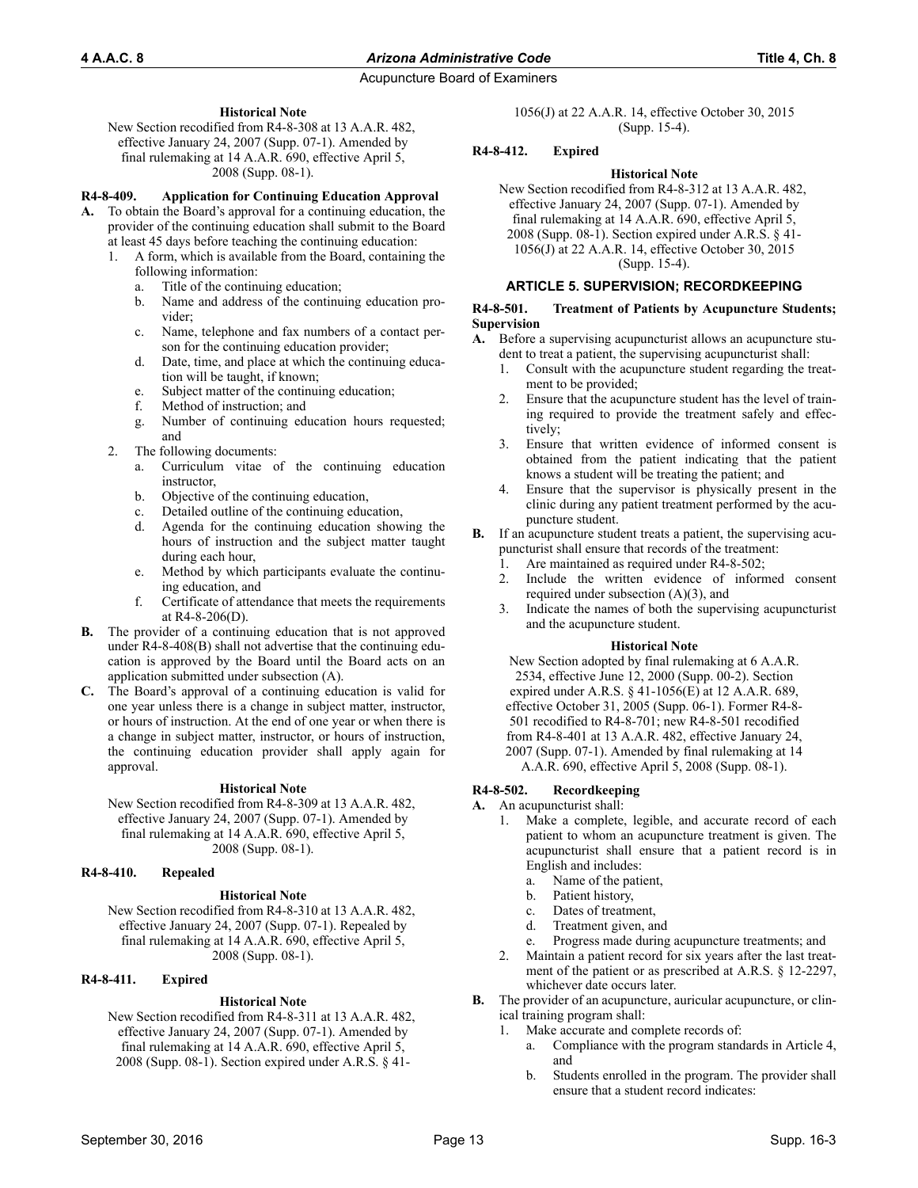#### Historical Note

New Section recodified from R4-8-308 at 13 A.A.R. 482, effective January 24, 2007 (Supp. 07-1). Amended by final rulemaking at 14 A.A.R. 690, effective April 5, 2008 (Supp. 08-1).

### R4-8-409. Application for Continuing Education Approval

**A.** To obtain the Board's approval for a continuing education, the provider of the continuing education shall submit to the Board at least 45 days before teaching the continuing education:

1. A form, which is available from the Board, containing the following information:
   a. Title of the continuing education;
   b. Name and address of the continuing education provider;
   c. Name, telephone and fax numbers of a contact person for the continuing education provider;
   d. Date, time, and place at which the continuing education will be taught, if known;
   e. Subject matter of the continuing education;
   f. Method of instruction; and
   g. Number of continuing education hours requested; and
2. The following documents:
   a. Curriculum vitae of the continuing education instructor,
   b. Objective of the continuing education,
   c. Detailed outline of the continuing education,
   d. Agenda for the continuing education showing the hours of instruction and the subject matter taught during each hour,
   e. Method by which participants evaluate the continuing education, and
   f. Certificate of attendance that meets the requirements at R4-8-206(D).

**B.** The provider of a continuing education that is not approved under R4-8-408(B) shall not advertise that the continuing education is approved by the Board until the Board acts on an application submitted under subsection (A).

**C.** The Board's approval of a continuing education is valid for one year unless there is a change in subject matter, instructor, or hours of instruction. At the end of one year or when there is a change in subject matter, instructor, or hours of instruction, the continuing education provider shall apply again for approval.

#### Historical Note

New Section recodified from R4-8-309 at 13 A.A.R. 482, effective January 24, 2007 (Supp. 07-1). Amended by final rulemaking at 14 A.A.R. 690, effective April 5, 2008 (Supp. 08-1).

### R4-8-410. Repealed

#### Historical Note

New Section recodified from R4-8-310 at 13 A.A.R. 482, effective January 24, 2007 (Supp. 07-1). Repealed by final rulemaking at 14 A.A.R. 690, effective April 5, 2008 (Supp. 08-1).

### R4-8-411. Expired

#### Historical Note

New Section recodified from R4-8-311 at 13 A.A.R. 482, effective January 24, 2007 (Supp. 07-1). Amended by final rulemaking at 14 A.A.R. 690, effective April 5, 2008 (Supp. 08-1). Section expired under A.R.S. § 41-1056(J) at 22 A.A.R. 14, effective October 30, 2015 (Supp. 15-4).

### R4-8-412. Expired

#### Historical Note

New Section recodified from R4-8-312 at 13 A.A.R. 482, effective January 24, 2007 (Supp. 07-1). Amended by final rulemaking at 14 A.A.R. 690, effective April 5, 2008 (Supp. 08-1). Section expired under A.R.S. § 41-1056(J) at 22 A.A.R. 14, effective October 30, 2015 (Supp. 15-4).

## ARTICLE 5. SUPERVISION; RECORDKEEPING

### R4-8-501. Treatment of Patients by Acupuncture Students; Supervision

**A.** Before a supervising acupuncturist allows an acupuncture student to treat a patient, the supervising acupuncturist shall:

1. Consult with the acupuncture student regarding the treatment to be provided;
2. Ensure that the acupuncture student has the level of training required to provide the treatment safely and effectively;
3. Ensure that written evidence of informed consent is obtained from the patient indicating that the patient knows a student will be treating the patient; and
4. Ensure that the supervisor is physically present in the clinic during any patient treatment performed by the acupuncture student.

**B.** If an acupuncture student treats a patient, the supervising acupuncturist shall ensure that records of the treatment:

1. Are maintained as required under R4-8-502;
2. Include the written evidence of informed consent required under subsection (A)(3), and
3. Indicate the names of both the supervising acupuncturist and the acupuncture student.

#### Historical Note

New Section adopted by final rulemaking at 6 A.A.R. 2534, effective June 12, 2000 (Supp. 00-2). Section expired under A.R.S. § 41-1056(E) at 12 A.A.R. 689, effective October 31, 2005 (Supp. 06-1). Former R4-8-501 recodified to R4-8-701; new R4-8-501 recodified from R4-8-401 at 13 A.A.R. 482, effective January 24, 2007 (Supp. 07-1). Amended by final rulemaking at 14 A.A.R. 690, effective April 5, 2008 (Supp. 08-1).

### R4-8-502. Recordkeeping

**A.** An acupuncturist shall:

1. Make a complete, legible, and accurate record of each patient to whom an acupuncture treatment is given. The acupuncturist shall ensure that a patient record is in English and includes:
   a. Name of the patient,
   b. Patient history,
   c. Dates of treatment,
   d. Treatment given, and
   e. Progress made during acupuncture treatments; and
2. Maintain a patient record for six years after the last treatment of the patient or as prescribed at A.R.S. § 12-2297, whichever date occurs later.

**B.** The provider of an acupuncture, auricular acupuncture, or clinical training program shall:

1. Make accurate and complete records of:
   a. Compliance with the program standards in Article 4, and
   b. Students enrolled in the program. The provider shall ensure that a student record indicates: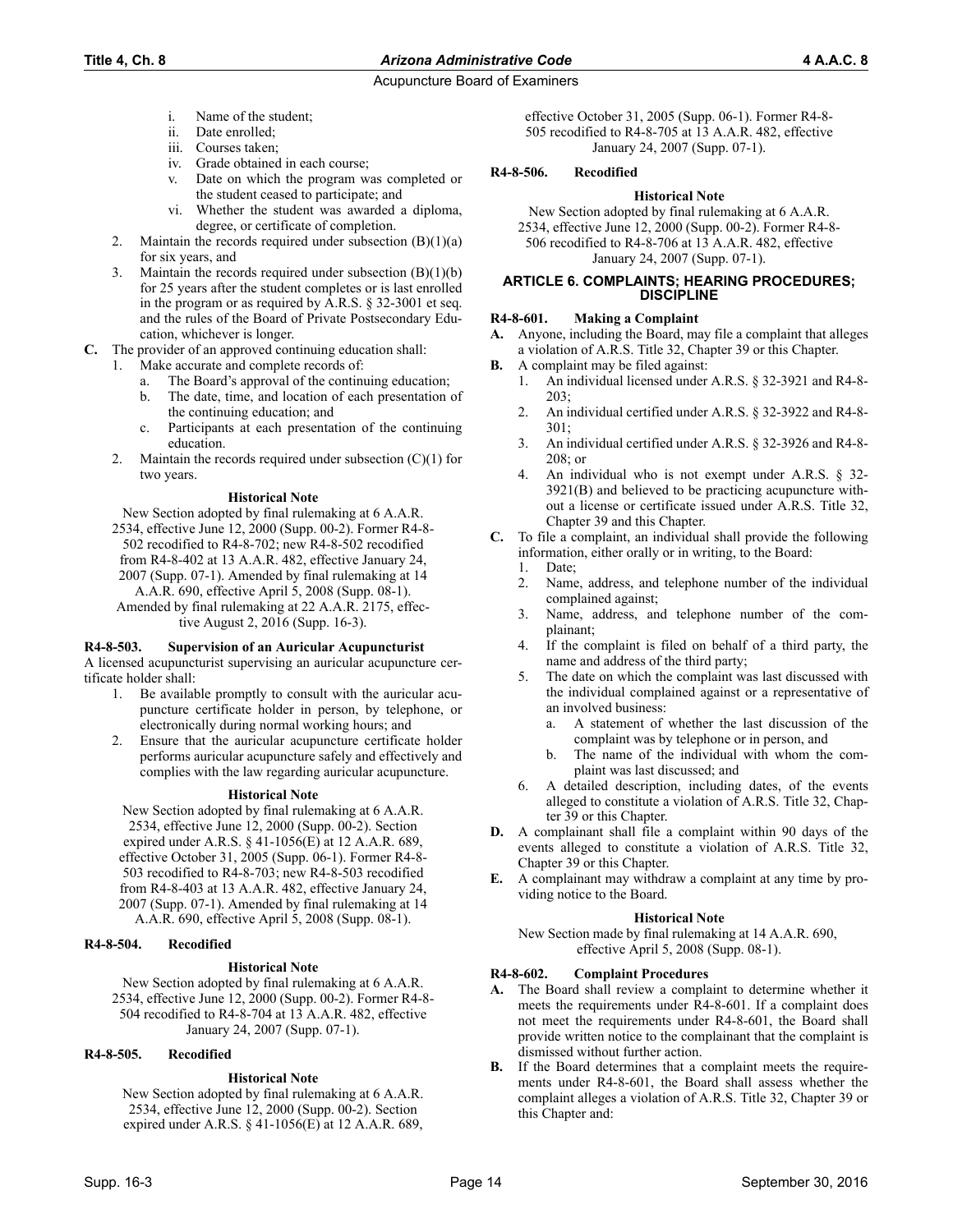- i. Name of the student;
   - ii. Date enrolled;
   - iii. Courses taken;
   - iv. Grade obtained in each course;
   - v. Date on which the program was completed or the student ceased to participate; and
   - vi. Whether the student was awarded a diploma, degree, or certificate of completion.
2. Maintain the records required under subsection (B)(1)(a) for six years, and
3. Maintain the records required under subsection (B)(1)(b) for 25 years after the student completes or is last enrolled in the program or as required by A.R.S. § 32-3001 et seq. and the rules of the Board of Private Postsecondary Education, whichever is longer.

**C.** The provider of an approved continuing education shall:
1. Make accurate and complete records of:
   - a. The Board's approval of the continuing education;
   - b. The date, time, and location of each presentation of the continuing education; and
   - c. Participants at each presentation of the continuing education.
2. Maintain the records required under subsection (C)(1) for two years.

**Historical Note**

New Section adopted by final rulemaking at 6 A.A.R. 2534, effective June 12, 2000 (Supp. 00-2). Former R4-8-502 recodified to R4-8-702; new R4-8-502 recodified from R4-8-402 at 13 A.A.R. 482, effective January 24, 2007 (Supp. 07-1). Amended by final rulemaking at 14 A.A.R. 690, effective April 5, 2008 (Supp. 08-1). Amended by final rulemaking at 22 A.A.R. 2175, effective August 2, 2016 (Supp. 16-3).

### R4-8-503. Supervision of an Auricular Acupuncturist

A licensed acupuncturist supervising an auricular acupuncture certificate holder shall:
1. Be available promptly to consult with the auricular acupuncture certificate holder in person, by telephone, or electronically during normal working hours; and
2. Ensure that the auricular acupuncture certificate holder performs auricular acupuncture safely and effectively and complies with the law regarding auricular acupuncture.

**Historical Note**

New Section adopted by final rulemaking at 6 A.A.R. 2534, effective June 12, 2000 (Supp. 00-2). Section expired under A.R.S. § 41-1056(E) at 12 A.A.R. 689, effective October 31, 2005 (Supp. 06-1). Former R4-8-503 recodified to R4-8-703; new R4-8-503 recodified from R4-8-403 at 13 A.A.R. 482, effective January 24, 2007 (Supp. 07-1). Amended by final rulemaking at 14 A.A.R. 690, effective April 5, 2008 (Supp. 08-1).

### R4-8-504. Recodified

**Historical Note**

New Section adopted by final rulemaking at 6 A.A.R. 2534, effective June 12, 2000 (Supp. 00-2). Former R4-8-504 recodified to R4-8-704 at 13 A.A.R. 482, effective January 24, 2007 (Supp. 07-1).

### R4-8-505. Recodified

**Historical Note**

New Section adopted by final rulemaking at 6 A.A.R. 2534, effective June 12, 2000 (Supp. 00-2). Section expired under A.R.S. § 41-1056(E) at 12 A.A.R. 689, effective October 31, 2005 (Supp. 06-1). Former R4-8-505 recodified to R4-8-705 at 13 A.A.R. 482, effective January 24, 2007 (Supp. 07-1).

### R4-8-506. Recodified

**Historical Note**

New Section adopted by final rulemaking at 6 A.A.R. 2534, effective June 12, 2000 (Supp. 00-2). Former R4-8-506 recodified to R4-8-706 at 13 A.A.R. 482, effective January 24, 2007 (Supp. 07-1).

## ARTICLE 6. COMPLAINTS; HEARING PROCEDURES; DISCIPLINE

### R4-8-601. Making a Complaint

**A.** Anyone, including the Board, may file a complaint that alleges a violation of A.R.S. Title 32, Chapter 39 or this Chapter.

**B.** A complaint may be filed against:
1. An individual licensed under A.R.S. § 32-3921 and R4-8-203;
2. An individual certified under A.R.S. § 32-3922 and R4-8-301;
3. An individual certified under A.R.S. § 32-3926 and R4-8-208; or
4. An individual who is not exempt under A.R.S. § 32-3921(B) and believed to be practicing acupuncture without a license or certificate issued under A.R.S. Title 32, Chapter 39 and this Chapter.

**C.** To file a complaint, an individual shall provide the following information, either orally or in writing, to the Board:
1. Date;
2. Name, address, and telephone number of the individual complained against;
3. Name, address, and telephone number of the complainant;
4. If the complaint is filed on behalf of a third party, the name and address of the third party;
5. The date on which the complaint was last discussed with the individual complained against or a representative of an involved business:
   - a. A statement of whether the last discussion of the complaint was by telephone or in person, and
   - b. The name of the individual with whom the complaint was last discussed; and
6. A detailed description, including dates, of the events alleged to constitute a violation of A.R.S. Title 32, Chapter 39 or this Chapter.

**D.** A complainant shall file a complaint within 90 days of the events alleged to constitute a violation of A.R.S. Title 32, Chapter 39 or this Chapter.

**E.** A complainant may withdraw a complaint at any time by providing notice to the Board.

**Historical Note**

New Section made by final rulemaking at 14 A.A.R. 690, effective April 5, 2008 (Supp. 08-1).

### R4-8-602. Complaint Procedures

**A.** The Board shall review a complaint to determine whether it meets the requirements under R4-8-601. If a complaint does not meet the requirements under R4-8-601, the Board shall provide written notice to the complainant that the complaint is dismissed without further action.

**B.** If the Board determines that a complaint meets the requirements under R4-8-601, the Board shall assess whether the complaint alleges a violation of A.R.S. Title 32, Chapter 39 or this Chapter and: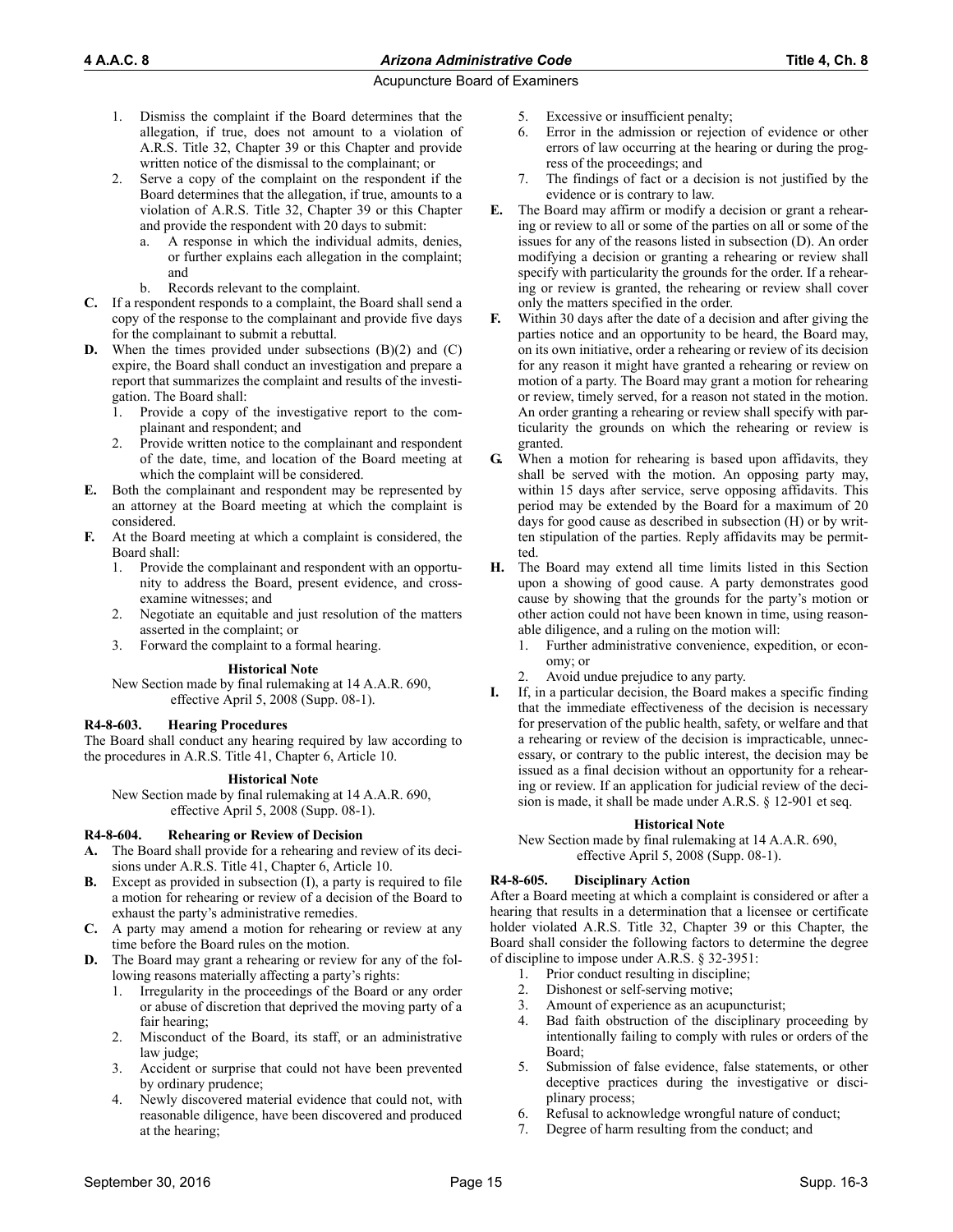1. Dismiss the complaint if the Board determines that the allegation, if true, does not amount to a violation of A.R.S. Title 32, Chapter 39 or this Chapter and provide written notice of the dismissal to the complainant; or
2. Serve a copy of the complaint on the respondent if the Board determines that the allegation, if true, amounts to a violation of A.R.S. Title 32, Chapter 39 or this Chapter and provide the respondent with 20 days to submit:
   a. A response in which the individual admits, denies, or further explains each allegation in the complaint; and
   b. Records relevant to the complaint.

**C.** If a respondent responds to a complaint, the Board shall send a copy of the response to the complainant and provide five days for the complainant to submit a rebuttal.

**D.** When the times provided under subsections (B)(2) and (C) expire, the Board shall conduct an investigation and prepare a report that summarizes the complaint and results of the investigation. The Board shall:
1. Provide a copy of the investigative report to the complainant and respondent; and
2. Provide written notice to the complainant and respondent of the date, time, and location of the Board meeting at which the complaint will be considered.

**E.** Both the complainant and respondent may be represented by an attorney at the Board meeting at which the complaint is considered.

**F.** At the Board meeting at which a complaint is considered, the Board shall:
1. Provide the complainant and respondent with an opportunity to address the Board, present evidence, and cross-examine witnesses; and
2. Negotiate an equitable and just resolution of the matters asserted in the complaint; or
3. Forward the complaint to a formal hearing.

**Historical Note**

New Section made by final rulemaking at 14 A.A.R. 690, effective April 5, 2008 (Supp. 08-1).

### R4-8-603. Hearing Procedures

The Board shall conduct any hearing required by law according to the procedures in A.R.S. Title 41, Chapter 6, Article 10.

**Historical Note**

New Section made by final rulemaking at 14 A.A.R. 690, effective April 5, 2008 (Supp. 08-1).

### R4-8-604. Rehearing or Review of Decision

**A.** The Board shall provide for a rehearing and review of its decisions under A.R.S. Title 41, Chapter 6, Article 10.

**B.** Except as provided in subsection (I), a party is required to file a motion for rehearing or review of a decision of the Board to exhaust the party's administrative remedies.

**C.** A party may amend a motion for rehearing or review at any time before the Board rules on the motion.

**D.** The Board may grant a rehearing or review for any of the following reasons materially affecting a party's rights:
1. Irregularity in the proceedings of the Board or any order or abuse of discretion that deprived the moving party of a fair hearing;
2. Misconduct of the Board, its staff, or an administrative law judge;
3. Accident or surprise that could not have been prevented by ordinary prudence;
4. Newly discovered material evidence that could not, with reasonable diligence, have been discovered and produced at the hearing;
5. Excessive or insufficient penalty;
6. Error in the admission or rejection of evidence or other errors of law occurring at the hearing or during the progress of the proceedings; and
7. The findings of fact or a decision is not justified by the evidence or is contrary to law.

**E.** The Board may affirm or modify a decision or grant a rehearing or review to all or some of the parties on all or some of the issues for any of the reasons listed in subsection (D). An order modifying a decision or granting a rehearing or review shall specify with particularity the grounds for the order. If a rehearing or review is granted, the rehearing or review shall cover only the matters specified in the order.

**F.** Within 30 days after the date of a decision and after giving the parties notice and an opportunity to be heard, the Board may, on its own initiative, order a rehearing or review of its decision for any reason it might have granted a rehearing or review on motion of a party. The Board may grant a motion for rehearing or review, timely served, for a reason not stated in the motion. An order granting a rehearing or review shall specify with particularity the grounds on which the rehearing or review is granted.

**G.** When a motion for rehearing is based upon affidavits, they shall be served with the motion. An opposing party may, within 15 days after service, serve opposing affidavits. This period may be extended by the Board for a maximum of 20 days for good cause as described in subsection (H) or by written stipulation of the parties. Reply affidavits may be permitted.

**H.** The Board may extend all time limits listed in this Section upon a showing of good cause. A party demonstrates good cause by showing that the grounds for the party's motion or other action could not have been known in time, using reasonable diligence, and a ruling on the motion will:
1. Further administrative convenience, expedition, or economy; or
2. Avoid undue prejudice to any party.

**I.** If, in a particular decision, the Board makes a specific finding that the immediate effectiveness of the decision is necessary for preservation of the public health, safety, or welfare and that a rehearing or review of the decision is impracticable, unnecessary, or contrary to the public interest, the decision may be issued as a final decision without an opportunity for a rehearing or review. If an application for judicial review of the decision is made, it shall be made under A.R.S. § 12-901 et seq.

**Historical Note**

New Section made by final rulemaking at 14 A.A.R. 690, effective April 5, 2008 (Supp. 08-1).

### R4-8-605. Disciplinary Action

After a Board meeting at which a complaint is considered or after a hearing that results in a determination that a licensee or certificate holder violated A.R.S. Title 32, Chapter 39 or this Chapter, the Board shall consider the following factors to determine the degree of discipline to impose under A.R.S. § 32-3951:
1. Prior conduct resulting in discipline;
2. Dishonest or self-serving motive;
3. Amount of experience as an acupuncturist;
4. Bad faith obstruction of the disciplinary proceeding by intentionally failing to comply with rules or orders of the Board;
5. Submission of false evidence, false statements, or other deceptive practices during the investigative or disciplinary process;
6. Refusal to acknowledge wrongful nature of conduct;
7. Degree of harm resulting from the conduct; and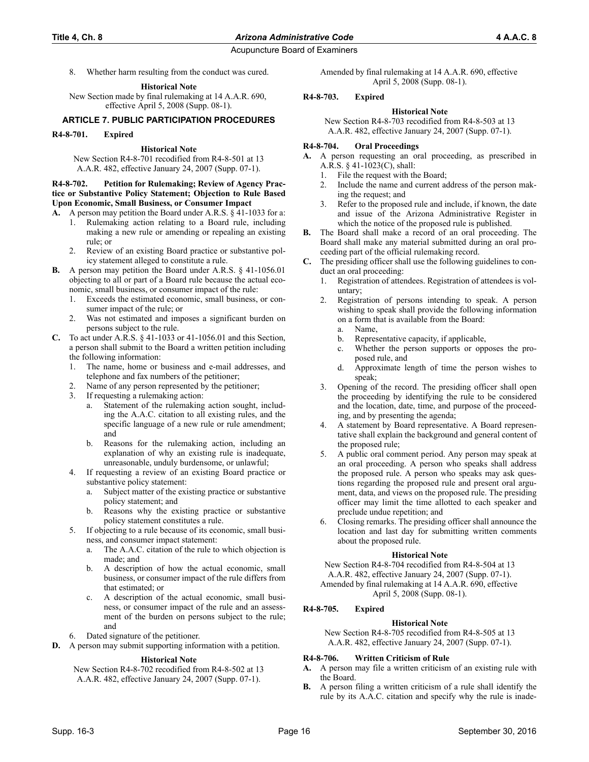8. Whether harm resulting from the conduct was cured.

**Historical Note**

New Section made by final rulemaking at 14 A.A.R. 690, effective April 5, 2008 (Supp. 08-1).

## ARTICLE 7. PUBLIC PARTICIPATION PROCEDURES

### R4-8-701. Expired

**Historical Note**

New Section R4-8-701 recodified from R4-8-501 at 13 A.A.R. 482, effective January 24, 2007 (Supp. 07-1).

### R4-8-702. Petition for Rulemaking; Review of Agency Practice or Substantive Policy Statement; Objection to Rule Based Upon Economic, Small Business, or Consumer Impact

**A.** A person may petition the Board under A.R.S. § 41-1033 for a:
1. Rulemaking action relating to a Board rule, including making a new rule or amending or repealing an existing rule; or
2. Review of an existing Board practice or substantive policy statement alleged to constitute a rule.

**B.** A person may petition the Board under A.R.S. § 41-1056.01 objecting to all or part of a Board rule because the actual economic, small business, or consumer impact of the rule:
1. Exceeds the estimated economic, small business, or consumer impact of the rule; or
2. Was not estimated and imposes a significant burden on persons subject to the rule.

**C.** To act under A.R.S. § 41-1033 or 41-1056.01 and this Section, a person shall submit to the Board a written petition including the following information:
1. The name, home or business and e-mail addresses, and telephone and fax numbers of the petitioner;
2. Name of any person represented by the petitioner;
3. If requesting a rulemaking action:
   a. Statement of the rulemaking action sought, including the A.A.C. citation to all existing rules, and the specific language of a new rule or rule amendment; and
   b. Reasons for the rulemaking action, including an explanation of why an existing rule is inadequate, unreasonable, unduly burdensome, or unlawful;
4. If requesting a review of an existing Board practice or substantive policy statement:
   a. Subject matter of the existing practice or substantive policy statement; and
   b. Reasons why the existing practice or substantive policy statement constitutes a rule.
5. If objecting to a rule because of its economic, small business, and consumer impact statement:
   a. The A.A.C. citation of the rule to which objection is made; and
   b. A description of how the actual economic, small business, or consumer impact of the rule differs from that estimated; or
   c. A description of the actual economic, small business, or consumer impact of the rule and an assessment of the burden on persons subject to the rule; and
6. Dated signature of the petitioner.

**D.** A person may submit supporting information with a petition.

**Historical Note**

New Section R4-8-702 recodified from R4-8-502 at 13 A.A.R. 482, effective January 24, 2007 (Supp. 07-1). Amended by final rulemaking at 14 A.A.R. 690, effective April 5, 2008 (Supp. 08-1).

### R4-8-703. Expired

**Historical Note**

New Section R4-8-703 recodified from R4-8-503 at 13 A.A.R. 482, effective January 24, 2007 (Supp. 07-1).

### R4-8-704. Oral Proceedings

**A.** A person requesting an oral proceeding, as prescribed in A.R.S. § 41-1023(C), shall:
1. File the request with the Board;
2. Include the name and current address of the person making the request; and
3. Refer to the proposed rule and include, if known, the date and issue of the Arizona Administrative Register in which the notice of the proposed rule is published.

**B.** The Board shall make a record of an oral proceeding. The Board shall make any material submitted during an oral proceeding part of the official rulemaking record.

**C.** The presiding officer shall use the following guidelines to conduct an oral proceeding:
1. Registration of attendees. Registration of attendees is voluntary;
2. Registration of persons intending to speak. A person wishing to speak shall provide the following information on a form that is available from the Board:
   a. Name,
   b. Representative capacity, if applicable,
   c. Whether the person supports or opposes the proposed rule, and
   d. Approximate length of time the person wishes to speak;
3. Opening of the record. The presiding officer shall open the proceeding by identifying the rule to be considered and the location, date, time, and purpose of the proceeding, and by presenting the agenda;
4. A statement by Board representative. A Board representative shall explain the background and general content of the proposed rule;
5. A public oral comment period. Any person may speak at an oral proceeding. A person who speaks shall address the proposed rule. A person who speaks may ask questions regarding the proposed rule and present oral argument, data, and views on the proposed rule. The presiding officer may limit the time allotted to each speaker and preclude undue repetition; and
6. Closing remarks. The presiding officer shall announce the location and last day for submitting written comments about the proposed rule.

**Historical Note**

New Section R4-8-704 recodified from R4-8-504 at 13 A.A.R. 482, effective January 24, 2007 (Supp. 07-1). Amended by final rulemaking at 14 A.A.R. 690, effective April 5, 2008 (Supp. 08-1).

### R4-8-705. Expired

**Historical Note**

New Section R4-8-705 recodified from R4-8-505 at 13 A.A.R. 482, effective January 24, 2007 (Supp. 07-1).

### R4-8-706. Written Criticism of Rule

**A.** A person may file a written criticism of an existing rule with the Board.

**B.** A person filing a written criticism of a rule shall identify the rule by its A.A.C. citation and specify why the rule is inade-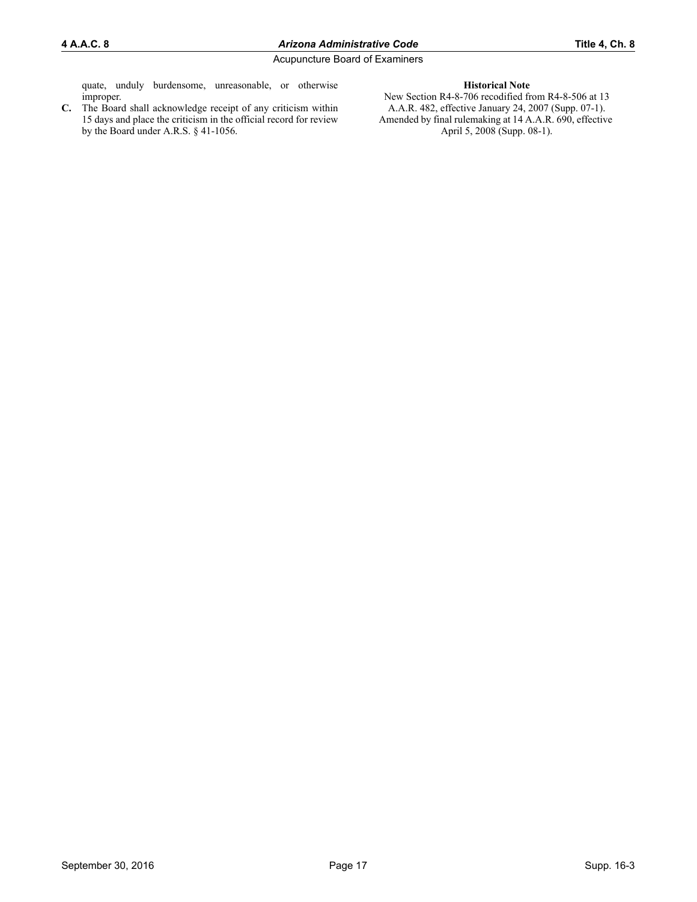quate, unduly burdensome, unreasonable, or otherwise improper.

**C.** The Board shall acknowledge receipt of any criticism within 15 days and place the criticism in the official record for review by the Board under A.R.S. § 41-1056.

**Historical Note**

New Section R4-8-706 recodified from R4-8-506 at 13 A.A.R. 482, effective January 24, 2007 (Supp. 07-1). Amended by final rulemaking at 14 A.A.R. 690, effective April 5, 2008 (Supp. 08-1).